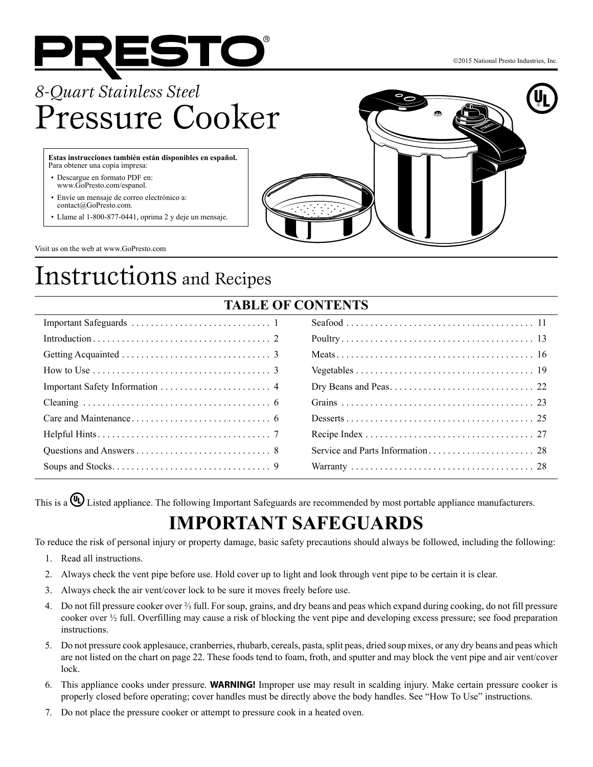# PRESTO®

©2015 National Presto Industries, Inc.

*8-Quart Stainless Steel*

# Pressure Cooker

**Estas instrucciones también están disponibles en español.**
Para obtener una copia impresa:

- Descargue en formato PDF en: www.GoPresto.com/espanol.
- Envíe un mensaje de correo electrónico a: contact@GoPresto.com.
- Llame al 1-800-877-0441, oprima 2 y deje un mensaje.

Visit us on the web at www.GoPresto.com

# Instructions and Recipes

## TABLE OF CONTENTS

| | | | |
|---|---|---|---|
| Important Safeguards | 1 | Seafood | 11 |
| Introduction | 2 | Poultry | 13 |
| Getting Acquainted | 3 | Meats | 16 |
| How to Use | 3 | Vegetables | 19 |
| Important Safety Information | 4 | Dry Beans and Peas | 22 |
| Cleaning | 6 | Grains | 23 |
| Care and Maintenance | 6 | Desserts | 25 |
| Helpful Hints | 7 | Recipe Index | 27 |
| Questions and Answers | 8 | Service and Parts Information | 28 |
| Soups and Stocks | 9 | Warranty | 28 |

This is a UL Listed appliance. The following Important Safeguards are recommended by most portable appliance manufacturers.

## IMPORTANT SAFEGUARDS

To reduce the risk of personal injury or property damage, basic safety precautions should always be followed, including the following:

1. Read all instructions.
2. Always check the vent pipe before use. Hold cover up to light and look through vent pipe to be certain it is clear.
3. Always check the air vent/cover lock to be sure it moves freely before use.
4. Do not fill pressure cooker over ⅔ full. For soup, grains, and dry beans and peas which expand during cooking, do not fill pressure cooker over ½ full. Overfilling may cause a risk of blocking the vent pipe and developing excess pressure; see food preparation instructions.
5. Do not pressure cook applesauce, cranberries, rhubarb, cereals, pasta, split peas, dried soup mixes, or any dry beans and peas which are not listed on the chart on page 22. These foods tend to foam, froth, and sputter and may block the vent pipe and air vent/cover lock.
6. This appliance cooks under pressure. **WARNING!** Improper use may result in scalding injury. Make certain pressure cooker is properly closed before operating; cover handles must be directly above the body handles. See "How To Use" instructions.
7. Do not place the pressure cooker or attempt to pressure cook in a heated oven.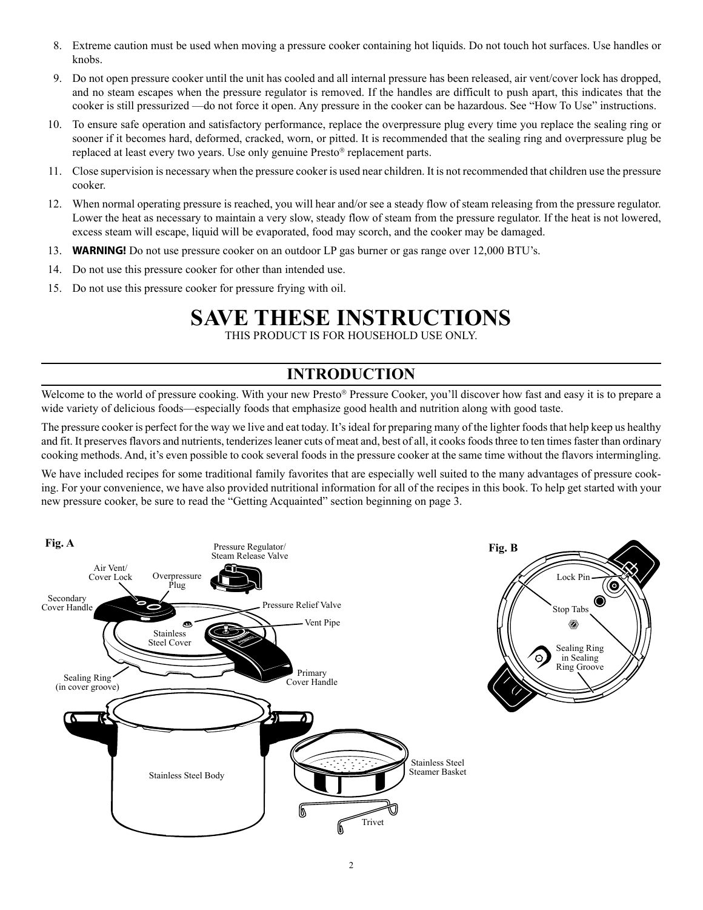8. Extreme caution must be used when moving a pressure cooker containing hot liquids. Do not touch hot surfaces. Use handles or knobs.
9. Do not open pressure cooker until the unit has cooled and all internal pressure has been released, air vent/cover lock has dropped, and no steam escapes when the pressure regulator is removed. If the handles are difficult to push apart, this indicates that the cooker is still pressurized —do not force it open. Any pressure in the cooker can be hazardous. See "How To Use" instructions.
10. To ensure safe operation and satisfactory performance, replace the overpressure plug every time you replace the sealing ring or sooner if it becomes hard, deformed, cracked, worn, or pitted. It is recommended that the sealing ring and overpressure plug be replaced at least every two years. Use only genuine Presto® replacement parts.
11. Close supervision is necessary when the pressure cooker is used near children. It is not recommended that children use the pressure cooker.
12. When normal operating pressure is reached, you will hear and/or see a steady flow of steam releasing from the pressure regulator. Lower the heat as necessary to maintain a very slow, steady flow of steam from the pressure regulator. If the heat is not lowered, excess steam will escape, liquid will be evaporated, food may scorch, and the cooker may be damaged.
13. **WARNING!** Do not use pressure cooker on an outdoor LP gas burner or gas range over 12,000 BTU's.
14. Do not use this pressure cooker for other than intended use.
15. Do not use this pressure cooker for pressure frying with oil.

# SAVE THESE INSTRUCTIONS

THIS PRODUCT IS FOR HOUSEHOLD USE ONLY.

## INTRODUCTION

Welcome to the world of pressure cooking. With your new Presto® Pressure Cooker, you'll discover how fast and easy it is to prepare a wide variety of delicious foods—especially foods that emphasize good health and nutrition along with good taste.

The pressure cooker is perfect for the way we live and eat today. It's ideal for preparing many of the lighter foods that help keep us healthy and fit. It preserves flavors and nutrients, tenderizes leaner cuts of meat and, best of all, it cooks foods three to ten times faster than ordinary cooking methods. And, it's even possible to cook several foods in the pressure cooker at the same time without the flavors intermingling.

We have included recipes for some traditional family favorites that are especially well suited to the many advantages of pressure cooking. For your convenience, we have also provided nutritional information for all of the recipes in this book. To help get started with your new pressure cooker, be sure to read the "Getting Acquainted" section beginning on page 3.

**Fig. A**

Air Vent/Cover Lock, Overpressure Plug, Pressure Regulator/Steam Release Valve, Secondary Cover Handle, Pressure Relief Valve, Vent Pipe, Stainless Steel Cover, Sealing Ring (in cover groove), Primary Cover Handle, Stainless Steel Body, Stainless Steel Steamer Basket, Trivet

**Fig. B**

Lock Pin, Stop Tabs, Sealing Ring in Sealing Ring Groove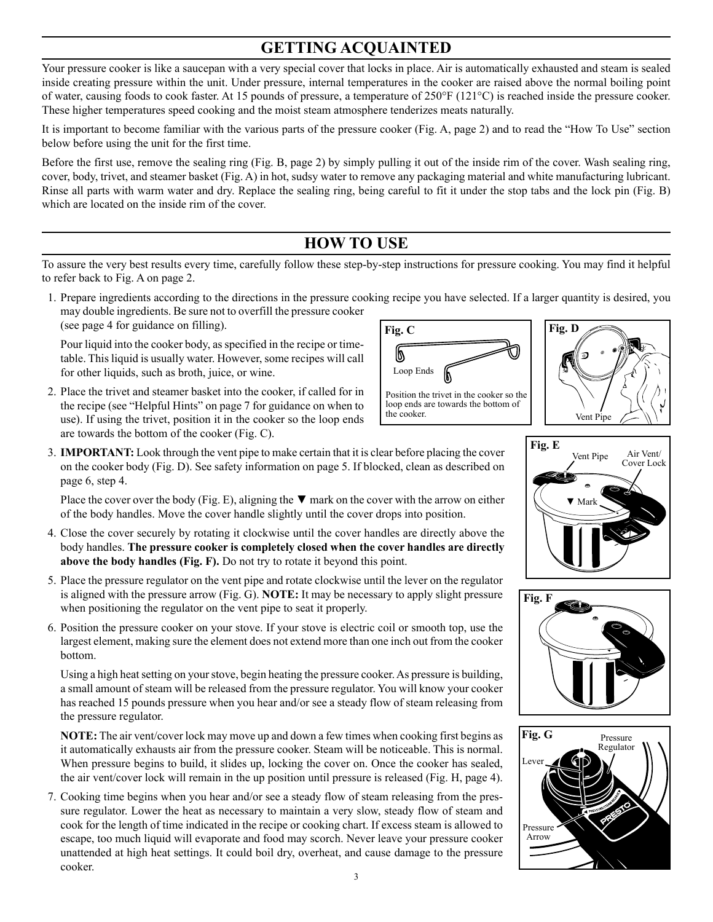## GETTING ACQUAINTED

Your pressure cooker is like a saucepan with a very special cover that locks in place. Air is automatically exhausted and steam is sealed inside creating pressure within the unit. Under pressure, internal temperatures in the cooker are raised above the normal boiling point of water, causing foods to cook faster. At 15 pounds of pressure, a temperature of 250°F (121°C) is reached inside the pressure cooker. These higher temperatures speed cooking and the moist steam atmosphere tenderizes meats naturally.

It is important to become familiar with the various parts of the pressure cooker (Fig. A, page 2) and to read the "How To Use" section below before using the unit for the first time.

Before the first use, remove the sealing ring (Fig. B, page 2) by simply pulling it out of the inside rim of the cover. Wash sealing ring, cover, body, trivet, and steamer basket (Fig. A) in hot, sudsy water to remove any packaging material and white manufacturing lubricant. Rinse all parts with warm water and dry. Replace the sealing ring, being careful to fit it under the stop tabs and the lock pin (Fig. B) which are located on the inside rim of the cover.

## HOW TO USE

To assure the very best results every time, carefully follow these step-by-step instructions for pressure cooking. You may find it helpful to refer back to Fig. A on page 2.

1. Prepare ingredients according to the directions in the pressure cooking recipe you have selected. If a larger quantity is desired, you may double ingredients. Be sure not to overfill the pressure cooker (see page 4 for guidance on filling).

   Pour liquid into the cooker body, as specified in the recipe or timetable. This liquid is usually water. However, some recipes will call for other liquids, such as broth, juice, or wine.

2. Place the trivet and steamer basket into the cooker, if called for in the recipe (see "Helpful Hints" on page 7 for guidance on when to use). If using the trivet, position it in the cooker so the loop ends are towards the bottom of the cooker (Fig. C).

   **Fig. C** — Loop Ends. Position the trivet in the cooker so the loop ends are towards the bottom of the cooker.

   **Fig. D** — Vent Pipe

3. **IMPORTANT:** Look through the vent pipe to make certain that it is clear before placing the cover on the cooker body (Fig. D). See safety information on page 5. If blocked, clean as described on page 6, step 4.

   Place the cover over the body (Fig. E), aligning the ▼ mark on the cover with the arrow on either of the body handles. Move the cover handle slightly until the cover drops into position.

   **Fig. E** — Vent Pipe; Air Vent/Cover Lock; ▼ Mark

4. Close the cover securely by rotating it clockwise until the cover handles are directly above the body handles. **The pressure cooker is completely closed when the cover handles are directly above the body handles (Fig. F).** Do not try to rotate it beyond this point.

   **Fig. F**

5. Place the pressure regulator on the vent pipe and rotate clockwise until the lever on the regulator is aligned with the pressure arrow (Fig. G). **NOTE:** It may be necessary to apply slight pressure when positioning the regulator on the vent pipe to seat it properly.

   **Fig. G** — Lever; Pressure Regulator; Pressure Arrow

6. Position the pressure cooker on your stove. If your stove is electric coil or smooth top, use the largest element, making sure the element does not extend more than one inch out from the cooker bottom.

   Using a high heat setting on your stove, begin heating the pressure cooker. As pressure is building, a small amount of steam will be released from the pressure regulator. You will know your cooker has reached 15 pounds pressure when you hear and/or see a steady flow of steam releasing from the pressure regulator.

   **NOTE:** The air vent/cover lock may move up and down a few times when cooking first begins as it automatically exhausts air from the pressure cooker. Steam will be noticeable. This is normal. When pressure begins to build, it slides up, locking the cover on. Once the cooker has sealed, the air vent/cover lock will remain in the up position until pressure is released (Fig. H, page 4).

7. Cooking time begins when you hear and/or see a steady flow of steam releasing from the pressure regulator. Lower the heat as necessary to maintain a very slow, steady flow of steam and cook for the length of time indicated in the recipe or cooking chart. If excess steam is allowed to escape, too much liquid will evaporate and food may scorch. Never leave your pressure cooker unattended at high heat settings. It could boil dry, overheat, and cause damage to the pressure cooker.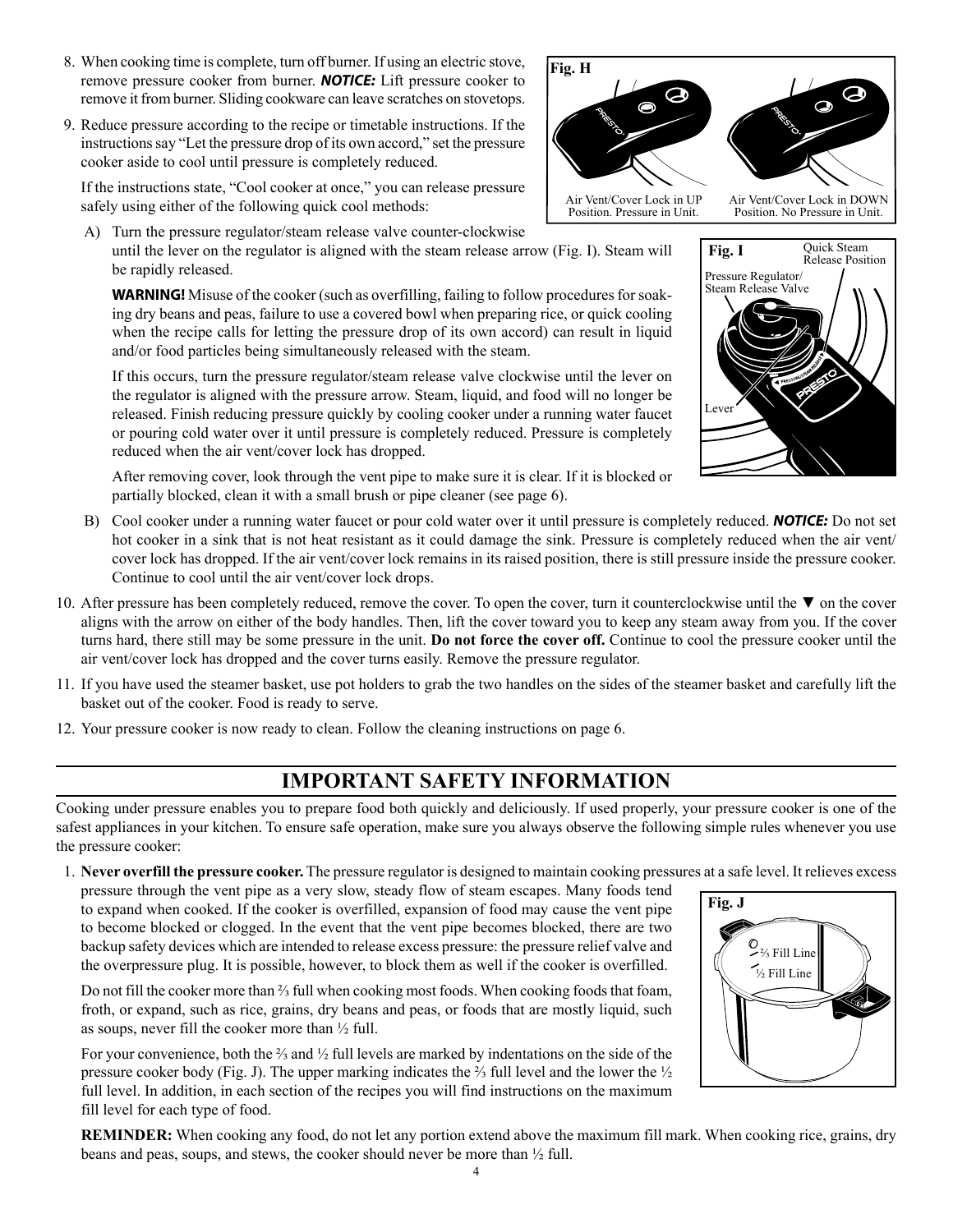8. When cooking time is complete, turn off burner. If using an electric stove, remove pressure cooker from burner. ***NOTICE:*** Lift pressure cooker to remove it from burner. Sliding cookware can leave scratches on stovetops.

9. Reduce pressure according to the recipe or timetable instructions. If the instructions say "Let the pressure drop of its own accord," set the pressure cooker aside to cool until pressure is completely reduced.

   If the instructions state, "Cool cooker at once," you can release pressure safely using either of the following quick cool methods:

   **Fig. H**

   Air Vent/Cover Lock in UP Position. Pressure in Unit.

   Air Vent/Cover Lock in DOWN Position. No Pressure in Unit.

   A) Turn the pressure regulator/steam release valve counter-clockwise until the lever on the regulator is aligned with the steam release arrow (Fig. I). Steam will be rapidly released.

   **Fig. I** Quick Steam Release Position; Pressure Regulator/ Steam Release Valve; Lever

   **WARNING!** Misuse of the cooker (such as overfilling, failing to follow procedures for soaking dry beans and peas, failure to use a covered bowl when preparing rice, or quick cooling when the recipe calls for letting the pressure drop of its own accord) can result in liquid and/or food particles being simultaneously released with the steam.

   If this occurs, turn the pressure regulator/steam release valve clockwise until the lever on the regulator is aligned with the pressure arrow. Steam, liquid, and food will no longer be released. Finish reducing pressure quickly by cooling cooker under a running water faucet or pouring cold water over it until pressure is completely reduced. Pressure is completely reduced when the air vent/cover lock has dropped.

   After removing cover, look through the vent pipe to make sure it is clear. If it is blocked or partially blocked, clean it with a small brush or pipe cleaner (see page 6).

   B) Cool cooker under a running water faucet or pour cold water over it until pressure is completely reduced. ***NOTICE:*** Do not set hot cooker in a sink that is not heat resistant as it could damage the sink. Pressure is completely reduced when the air vent/cover lock has dropped. If the air vent/cover lock remains in its raised position, there is still pressure inside the pressure cooker. Continue to cool until the air vent/cover lock drops.

10. After pressure has been completely reduced, remove the cover. To open the cover, turn it counterclockwise until the ▼ on the cover aligns with the arrow on either of the body handles. Then, lift the cover toward you to keep any steam away from you. If the cover turns hard, there still may be some pressure in the unit. **Do not force the cover off.** Continue to cool the pressure cooker until the air vent/cover lock has dropped and the cover turns easily. Remove the pressure regulator.

11. If you have used the steamer basket, use pot holders to grab the two handles on the sides of the steamer basket and carefully lift the basket out of the cooker. Food is ready to serve.

12. Your pressure cooker is now ready to clean. Follow the cleaning instructions on page 6.

# IMPORTANT SAFETY INFORMATION

Cooking under pressure enables you to prepare food both quickly and deliciously. If used properly, your pressure cooker is one of the safest appliances in your kitchen. To ensure safe operation, make sure you always observe the following simple rules whenever you use the pressure cooker:

1. **Never overfill the pressure cooker.** The pressure regulator is designed to maintain cooking pressures at a safe level. It relieves excess pressure through the vent pipe as a very slow, steady flow of steam escapes. Many foods tend to expand when cooked. If the cooker is overfilled, expansion of food may cause the vent pipe to become blocked or clogged. In the event that the vent pipe becomes blocked, there are two backup safety devices which are intended to release excess pressure: the pressure relief valve and the overpressure plug. It is possible, however, to block them as well if the cooker is overfilled.

   **Fig. J** ⅔ Fill Line; ½ Fill Line

   Do not fill the cooker more than ⅔ full when cooking most foods. When cooking foods that foam, froth, or expand, such as rice, grains, dry beans and peas, or foods that are mostly liquid, such as soups, never fill the cooker more than ½ full.

   For your convenience, both the ⅔ and ½ full levels are marked by indentations on the side of the pressure cooker body (Fig. J). The upper marking indicates the ⅔ full level and the lower the ½ full level. In addition, in each section of the recipes you will find instructions on the maximum fill level for each type of food.

   **REMINDER:** When cooking any food, do not let any portion extend above the maximum fill mark. When cooking rice, grains, dry beans and peas, soups, and stews, the cooker should never be more than ½ full.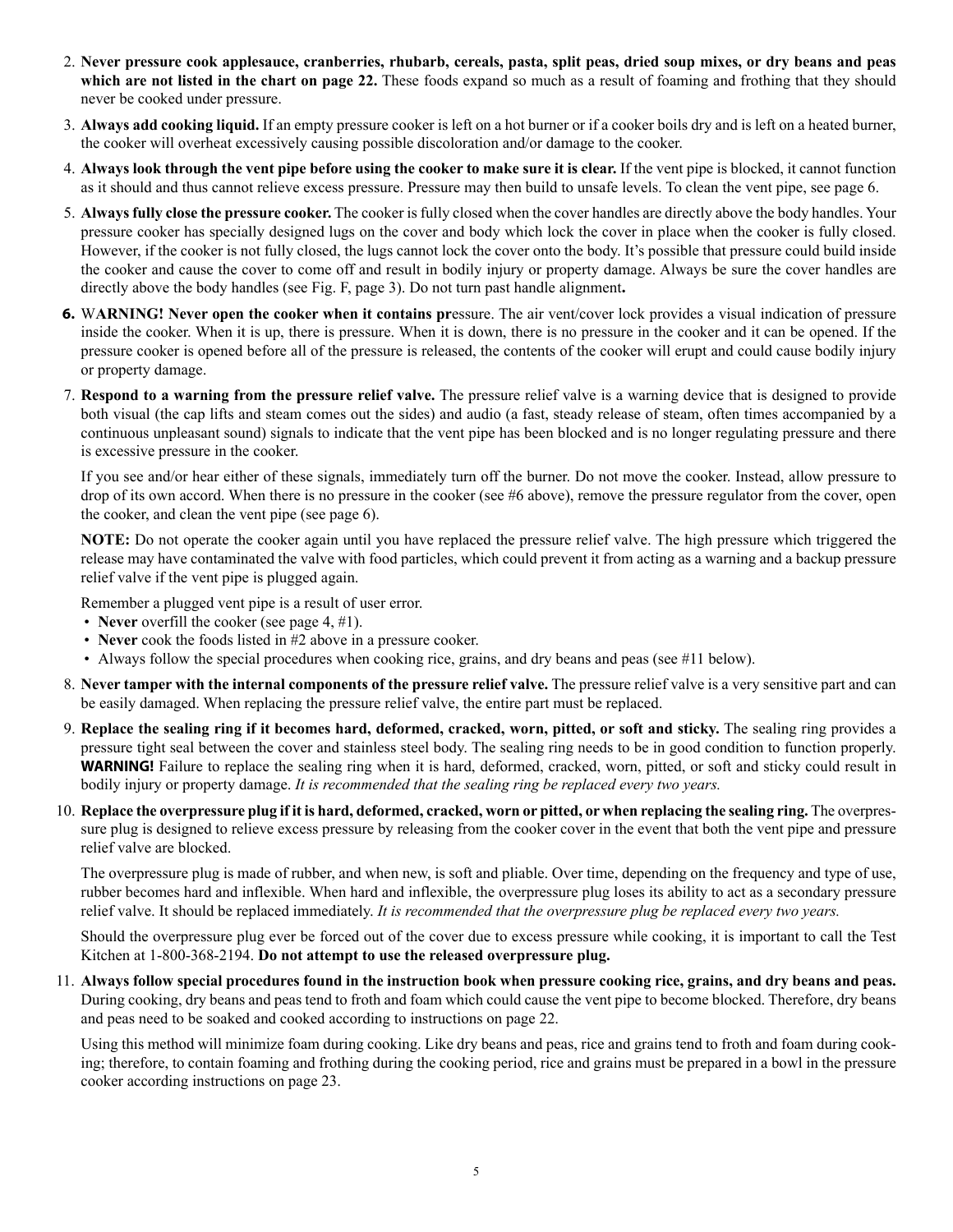2. **Never pressure cook applesauce, cranberries, rhubarb, cereals, pasta, split peas, dried soup mixes, or dry beans and peas which are not listed in the chart on page 22.** These foods expand so much as a result of foaming and frothing that they should never be cooked under pressure.

3. **Always add cooking liquid.** If an empty pressure cooker is left on a hot burner or if a cooker boils dry and is left on a heated burner, the cooker will overheat excessively causing possible discoloration and/or damage to the cooker.

4. **Always look through the vent pipe before using the cooker to make sure it is clear.** If the vent pipe is blocked, it cannot function as it should and thus cannot relieve excess pressure. Pressure may then build to unsafe levels. To clean the vent pipe, see page 6.

5. **Always fully close the pressure cooker.** The cooker is fully closed when the cover handles are directly above the body handles. Your pressure cooker has specially designed lugs on the cover and body which lock the cover in place when the cooker is fully closed. However, if the cooker is not fully closed, the lugs cannot lock the cover onto the body. It's possible that pressure could build inside the cooker and cause the cover to come off and result in bodily injury or property damage. Always be sure the cover handles are directly above the body handles (see Fig. F, page 3). Do not turn past handle alignment**.**

6. W**ARNING! Never open the cooker when it contains pr**essure. The air vent/cover lock provides a visual indication of pressure inside the cooker. When it is up, there is pressure. When it is down, there is no pressure in the cooker and it can be opened. If the pressure cooker is opened before all of the pressure is released, the contents of the cooker will erupt and could cause bodily injury or property damage.

7. **Respond to a warning from the pressure relief valve.** The pressure relief valve is a warning device that is designed to provide both visual (the cap lifts and steam comes out the sides) and audio (a fast, steady release of steam, often times accompanied by a continuous unpleasant sound) signals to indicate that the vent pipe has been blocked and is no longer regulating pressure and there is excessive pressure in the cooker.

   If you see and/or hear either of these signals, immediately turn off the burner. Do not move the cooker. Instead, allow pressure to drop of its own accord. When there is no pressure in the cooker (see #6 above), remove the pressure regulator from the cover, open the cooker, and clean the vent pipe (see page 6).

   **NOTE:** Do not operate the cooker again until you have replaced the pressure relief valve. The high pressure which triggered the release may have contaminated the valve with food particles, which could prevent it from acting as a warning and a backup pressure relief valve if the vent pipe is plugged again.

   Remember a plugged vent pipe is a result of user error.
   - **Never** overfill the cooker (see page 4, #1).
   - **Never** cook the foods listed in #2 above in a pressure cooker.
   - Always follow the special procedures when cooking rice, grains, and dry beans and peas (see #11 below).

8. **Never tamper with the internal components of the pressure relief valve.** The pressure relief valve is a very sensitive part and can be easily damaged. When replacing the pressure relief valve, the entire part must be replaced.

9. **Replace the sealing ring if it becomes hard, deformed, cracked, worn, pitted, or soft and sticky.** The sealing ring provides a pressure tight seal between the cover and stainless steel body. The sealing ring needs to be in good condition to function properly. **WARNING!** Failure to replace the sealing ring when it is hard, deformed, cracked, worn, pitted, or soft and sticky could result in bodily injury or property damage. *It is recommended that the sealing ring be replaced every two years.*

10. **Replace the overpressure plug if it is hard, deformed, cracked, worn or pitted, or when replacing the sealing ring.** The overpressure plug is designed to relieve excess pressure by releasing from the cooker cover in the event that both the vent pipe and pressure relief valve are blocked.

    The overpressure plug is made of rubber, and when new, is soft and pliable. Over time, depending on the frequency and type of use, rubber becomes hard and inflexible. When hard and inflexible, the overpressure plug loses its ability to act as a secondary pressure relief valve. It should be replaced immediately. *It is recommended that the overpressure plug be replaced every two years.*

    Should the overpressure plug ever be forced out of the cover due to excess pressure while cooking, it is important to call the Test Kitchen at 1-800-368-2194. **Do not attempt to use the released overpressure plug.**

11. **Always follow special procedures found in the instruction book when pressure cooking rice, grains, and dry beans and peas.** During cooking, dry beans and peas tend to froth and foam which could cause the vent pipe to become blocked. Therefore, dry beans and peas need to be soaked and cooked according to instructions on page 22.

    Using this method will minimize foam during cooking. Like dry beans and peas, rice and grains tend to froth and foam during cooking; therefore, to contain foaming and frothing during the cooking period, rice and grains must be prepared in a bowl in the pressure cooker according instructions on page 23.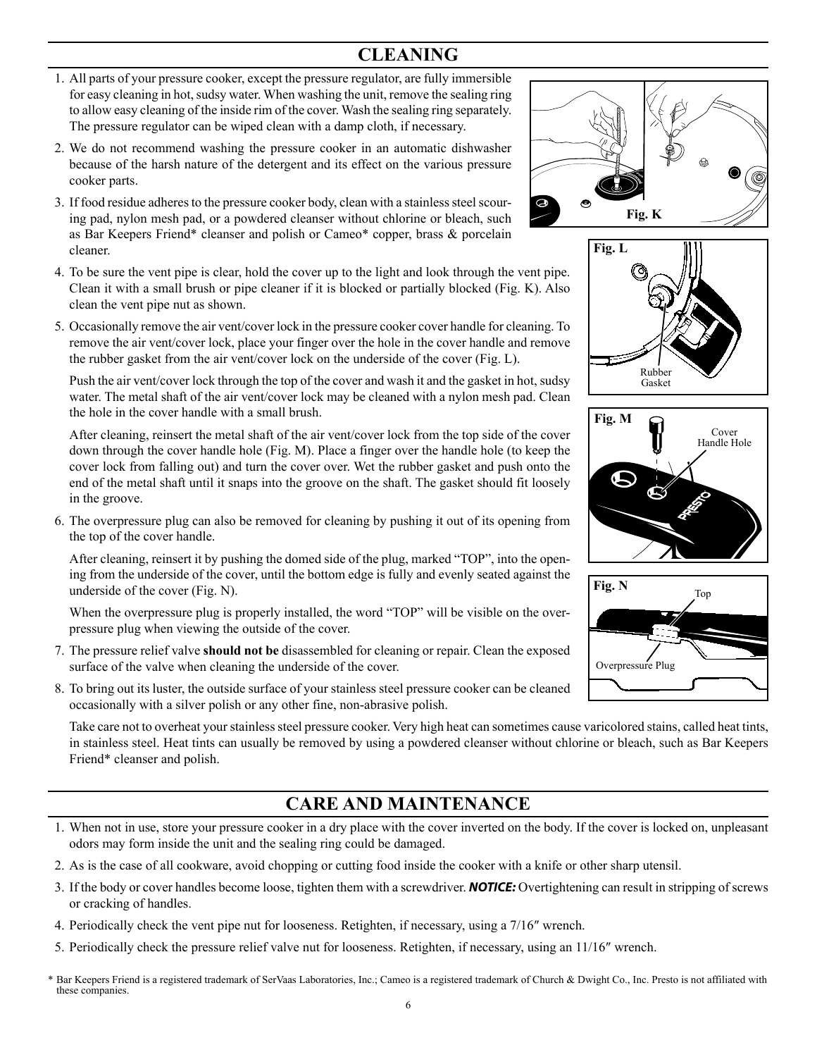## CLEANING

1. All parts of your pressure cooker, except the pressure regulator, are fully immersible for easy cleaning in hot, sudsy water. When washing the unit, remove the sealing ring to allow easy cleaning of the inside rim of the cover. Wash the sealing ring separately. The pressure regulator can be wiped clean with a damp cloth, if necessary.
2. We do not recommend washing the pressure cooker in an automatic dishwasher because of the harsh nature of the detergent and its effect on the various pressure cooker parts.
3. If food residue adheres to the pressure cooker body, clean with a stainless steel scouring pad, nylon mesh pad, or a powdered cleanser without chlorine or bleach, such as Bar Keepers Friend* cleanser and polish or Cameo* copper, brass & porcelain cleaner.
4. To be sure the vent pipe is clear, hold the cover up to the light and look through the vent pipe. Clean it with a small brush or pipe cleaner if it is blocked or partially blocked (Fig. K). Also clean the vent pipe nut as shown.
5. Occasionally remove the air vent/cover lock in the pressure cooker cover handle for cleaning. To remove the air vent/cover lock, place your finger over the hole in the cover handle and remove the rubber gasket from the air vent/cover lock on the underside of the cover (Fig. L).

   Push the air vent/cover lock through the top of the cover and wash it and the gasket in hot, sudsy water. The metal shaft of the air vent/cover lock may be cleaned with a nylon mesh pad. Clean the hole in the cover handle with a small brush.

   After cleaning, reinsert the metal shaft of the air vent/cover lock from the top side of the cover down through the cover handle hole (Fig. M). Place a finger over the handle hole (to keep the cover lock from falling out) and turn the cover over. Wet the rubber gasket and push onto the end of the metal shaft until it snaps into the groove on the shaft. The gasket should fit loosely in the groove.
6. The overpressure plug can also be removed for cleaning by pushing it out of its opening from the top of the cover handle.

   After cleaning, reinsert it by pushing the domed side of the plug, marked "TOP", into the opening from the underside of the cover, until the bottom edge is fully and evenly seated against the underside of the cover (Fig. N).

   When the overpressure plug is properly installed, the word "TOP" will be visible on the overpressure plug when viewing the outside of the cover.
7. The pressure relief valve **should not be** disassembled for cleaning or repair. Clean the exposed surface of the valve when cleaning the underside of the cover.
8. To bring out its luster, the outside surface of your stainless steel pressure cooker can be cleaned occasionally with a silver polish or any other fine, non-abrasive polish.

   Take care not to overheat your stainless steel pressure cooker. Very high heat can sometimes cause varicolored stains, called heat tints, in stainless steel. Heat tints can usually be removed by using a powdered cleanser without chlorine or bleach, such as Bar Keepers Friend* cleanser and polish.

Fig. K

Fig. L — Rubber Gasket

Fig. M — Cover Handle Hole

Fig. N — Top, Overpressure Plug

## CARE AND MAINTENANCE

1. When not in use, store your pressure cooker in a dry place with the cover inverted on the body. If the cover is locked on, unpleasant odors may form inside the unit and the sealing ring could be damaged.
2. As is the case of all cookware, avoid chopping or cutting food inside the cooker with a knife or other sharp utensil.
3. If the body or cover handles become loose, tighten them with a screwdriver. ***NOTICE:*** Overtightening can result in stripping of screws or cracking of handles.
4. Periodically check the vent pipe nut for looseness. Retighten, if necessary, using a 7/16″ wrench.
5. Periodically check the pressure relief valve nut for looseness. Retighten, if necessary, using an 11/16″ wrench.

\* Bar Keepers Friend is a registered trademark of SerVaas Laboratories, Inc.; Cameo is a registered trademark of Church & Dwight Co., Inc. Presto is not affiliated with these companies.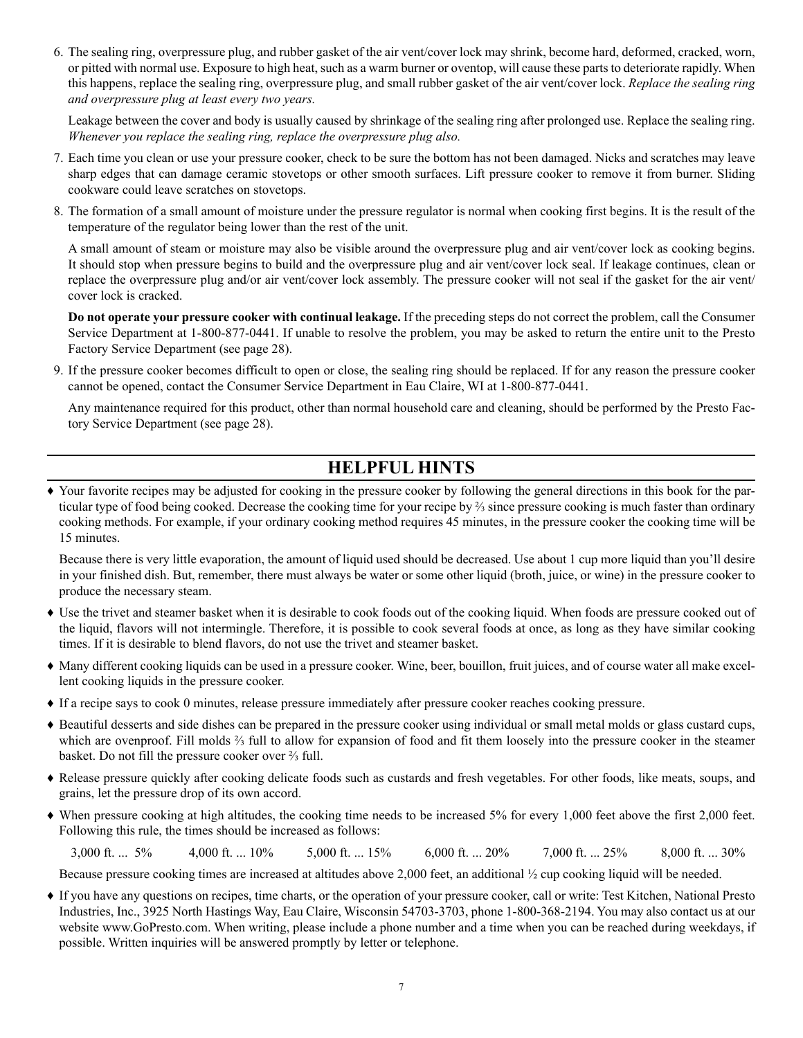6. The sealing ring, overpressure plug, and rubber gasket of the air vent/cover lock may shrink, become hard, deformed, cracked, worn, or pitted with normal use. Exposure to high heat, such as a warm burner or oventop, will cause these parts to deteriorate rapidly. When this happens, replace the sealing ring, overpressure plug, and small rubber gasket of the air vent/cover lock. *Replace the sealing ring and overpressure plug at least every two years.*

   Leakage between the cover and body is usually caused by shrinkage of the sealing ring after prolonged use. Replace the sealing ring. *Whenever you replace the sealing ring, replace the overpressure plug also.*

7. Each time you clean or use your pressure cooker, check to be sure the bottom has not been damaged. Nicks and scratches may leave sharp edges that can damage ceramic stovetops or other smooth surfaces. Lift pressure cooker to remove it from burner. Sliding cookware could leave scratches on stovetops.

8. The formation of a small amount of moisture under the pressure regulator is normal when cooking first begins. It is the result of the temperature of the regulator being lower than the rest of the unit.

   A small amount of steam or moisture may also be visible around the overpressure plug and air vent/cover lock as cooking begins. It should stop when pressure begins to build and the overpressure plug and air vent/cover lock seal. If leakage continues, clean or replace the overpressure plug and/or air vent/cover lock assembly. The pressure cooker will not seal if the gasket for the air vent/cover lock is cracked.

   **Do not operate your pressure cooker with continual leakage.** If the preceding steps do not correct the problem, call the Consumer Service Department at 1-800-877-0441. If unable to resolve the problem, you may be asked to return the entire unit to the Presto Factory Service Department (see page 28).

9. If the pressure cooker becomes difficult to open or close, the sealing ring should be replaced. If for any reason the pressure cooker cannot be opened, contact the Consumer Service Department in Eau Claire, WI at 1-800-877-0441.

   Any maintenance required for this product, other than normal household care and cleaning, should be performed by the Presto Factory Service Department (see page 28).

## HELPFUL HINTS

♦ Your favorite recipes may be adjusted for cooking in the pressure cooker by following the general directions in this book for the particular type of food being cooked. Decrease the cooking time for your recipe by ⅔ since pressure cooking is much faster than ordinary cooking methods. For example, if your ordinary cooking method requires 45 minutes, in the pressure cooker the cooking time will be 15 minutes.

  Because there is very little evaporation, the amount of liquid used should be decreased. Use about 1 cup more liquid than you'll desire in your finished dish. But, remember, there must always be water or some other liquid (broth, juice, or wine) in the pressure cooker to produce the necessary steam.

♦ Use the trivet and steamer basket when it is desirable to cook foods out of the cooking liquid. When foods are pressure cooked out of the liquid, flavors will not intermingle. Therefore, it is possible to cook several foods at once, as long as they have similar cooking times. If it is desirable to blend flavors, do not use the trivet and steamer basket.

♦ Many different cooking liquids can be used in a pressure cooker. Wine, beer, bouillon, fruit juices, and of course water all make excellent cooking liquids in the pressure cooker.

♦ If a recipe says to cook 0 minutes, release pressure immediately after pressure cooker reaches cooking pressure.

♦ Beautiful desserts and side dishes can be prepared in the pressure cooker using individual or small metal molds or glass custard cups, which are ovenproof. Fill molds ⅔ full to allow for expansion of food and fit them loosely into the pressure cooker in the steamer basket. Do not fill the pressure cooker over ⅔ full.

♦ Release pressure quickly after cooking delicate foods such as custards and fresh vegetables. For other foods, like meats, soups, and grains, let the pressure drop of its own accord.

♦ When pressure cooking at high altitudes, the cooking time needs to be increased 5% for every 1,000 feet above the first 2,000 feet. Following this rule, the times should be increased as follows:

  3,000 ft. ... 5%   4,000 ft. ... 10%   5,000 ft. ... 15%   6,000 ft. ... 20%   7,000 ft. ... 25%   8,000 ft. ... 30%

  Because pressure cooking times are increased at altitudes above 2,000 feet, an additional ½ cup cooking liquid will be needed.

♦ If you have any questions on recipes, time charts, or the operation of your pressure cooker, call or write: Test Kitchen, National Presto Industries, Inc., 3925 North Hastings Way, Eau Claire, Wisconsin 54703-3703, phone 1-800-368-2194. You may also contact us at our website www.GoPresto.com. When writing, please include a phone number and a time when you can be reached during weekdays, if possible. Written inquiries will be answered promptly by letter or telephone.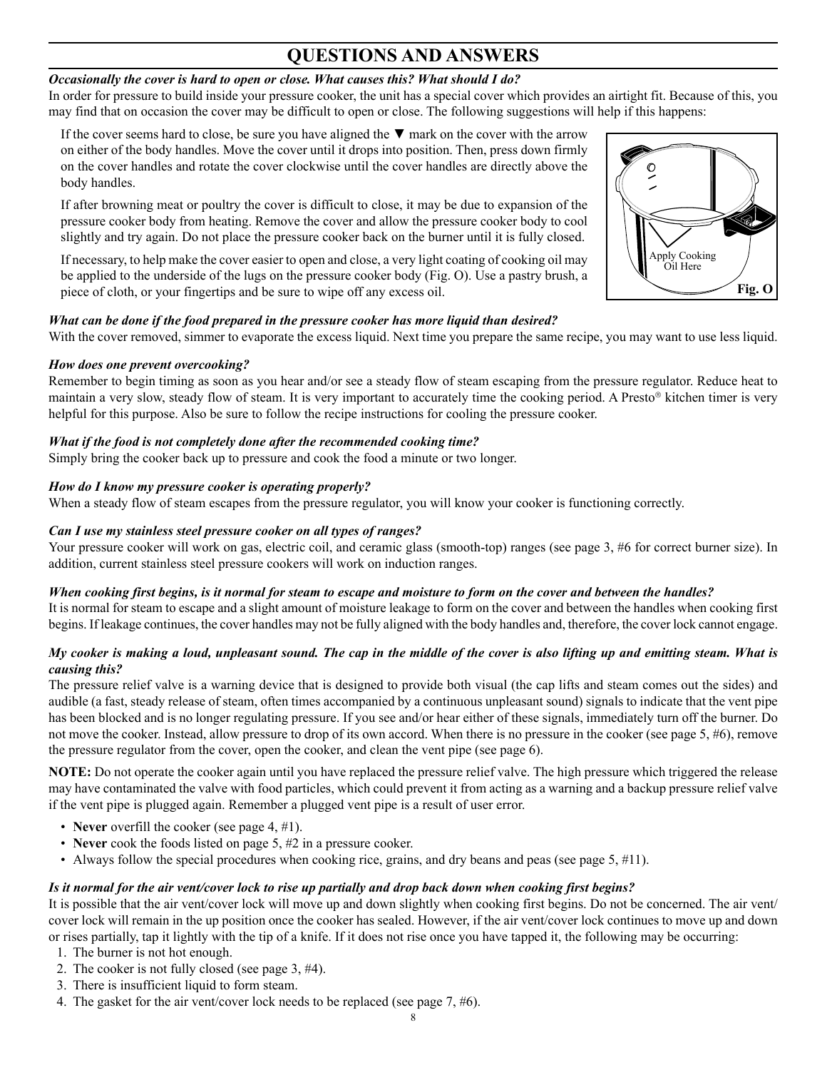# QUESTIONS AND ANSWERS

***Occasionally the cover is hard to open or close. What causes this? What should I do?***

In order for pressure to build inside your pressure cooker, the unit has a special cover which provides an airtight fit. Because of this, you may find that on occasion the cover may be difficult to open or close. The following suggestions will help if this happens:

If the cover seems hard to close, be sure you have aligned the ▼ mark on the cover with the arrow on either of the body handles. Move the cover until it drops into position. Then, press down firmly on the cover handles and rotate the cover clockwise until the cover handles are directly above the body handles.

If after browning meat or poultry the cover is difficult to close, it may be due to expansion of the pressure cooker body from heating. Remove the cover and allow the pressure cooker body to cool slightly and try again. Do not place the pressure cooker back on the burner until it is fully closed.

If necessary, to help make the cover easier to open and close, a very light coating of cooking oil may be applied to the underside of the lugs on the pressure cooker body (Fig. O). Use a pastry brush, a piece of cloth, or your fingertips and be sure to wipe off any excess oil.

Apply Cooking Oil Here

**Fig. O**

***What can be done if the food prepared in the pressure cooker has more liquid than desired?***

With the cover removed, simmer to evaporate the excess liquid. Next time you prepare the same recipe, you may want to use less liquid.

***How does one prevent overcooking?***

Remember to begin timing as soon as you hear and/or see a steady flow of steam escaping from the pressure regulator. Reduce heat to maintain a very slow, steady flow of steam. It is very important to accurately time the cooking period. A Presto® kitchen timer is very helpful for this purpose. Also be sure to follow the recipe instructions for cooling the pressure cooker.

***What if the food is not completely done after the recommended cooking time?***

Simply bring the cooker back up to pressure and cook the food a minute or two longer.

***How do I know my pressure cooker is operating properly?***

When a steady flow of steam escapes from the pressure regulator, you will know your cooker is functioning correctly.

***Can I use my stainless steel pressure cooker on all types of ranges?***

Your pressure cooker will work on gas, electric coil, and ceramic glass (smooth-top) ranges (see page 3, #6 for correct burner size). In addition, current stainless steel pressure cookers will work on induction ranges.

***When cooking first begins, is it normal for steam to escape and moisture to form on the cover and between the handles?***

It is normal for steam to escape and a slight amount of moisture leakage to form on the cover and between the handles when cooking first begins. If leakage continues, the cover handles may not be fully aligned with the body handles and, therefore, the cover lock cannot engage.

***My cooker is making a loud, unpleasant sound. The cap in the middle of the cover is also lifting up and emitting steam. What is causing this?***

The pressure relief valve is a warning device that is designed to provide both visual (the cap lifts and steam comes out the sides) and audible (a fast, steady release of steam, often times accompanied by a continuous unpleasant sound) signals to indicate that the vent pipe has been blocked and is no longer regulating pressure. If you see and/or hear either of these signals, immediately turn off the burner. Do not move the cooker. Instead, allow pressure to drop of its own accord. When there is no pressure in the cooker (see page 5, #6), remove the pressure regulator from the cover, open the cooker, and clean the vent pipe (see page 6).

**NOTE:** Do not operate the cooker again until you have replaced the pressure relief valve. The high pressure which triggered the release may have contaminated the valve with food particles, which could prevent it from acting as a warning and a backup pressure relief valve if the vent pipe is plugged again. Remember a plugged vent pipe is a result of user error.

- **Never** overfill the cooker (see page 4, #1).
- **Never** cook the foods listed on page 5, #2 in a pressure cooker.
- Always follow the special procedures when cooking rice, grains, and dry beans and peas (see page 5, #11).

***Is it normal for the air vent/cover lock to rise up partially and drop back down when cooking first begins?***

It is possible that the air vent/cover lock will move up and down slightly when cooking first begins. Do not be concerned. The air vent/cover lock will remain in the up position once the cooker has sealed. However, if the air vent/cover lock continues to move up and down or rises partially, tap it lightly with the tip of a knife. If it does not rise once you have tapped it, the following may be occurring:

1. The burner is not hot enough.
2. The cooker is not fully closed (see page 3, #4).
3. There is insufficient liquid to form steam.
4. The gasket for the air vent/cover lock needs to be replaced (see page 7, #6).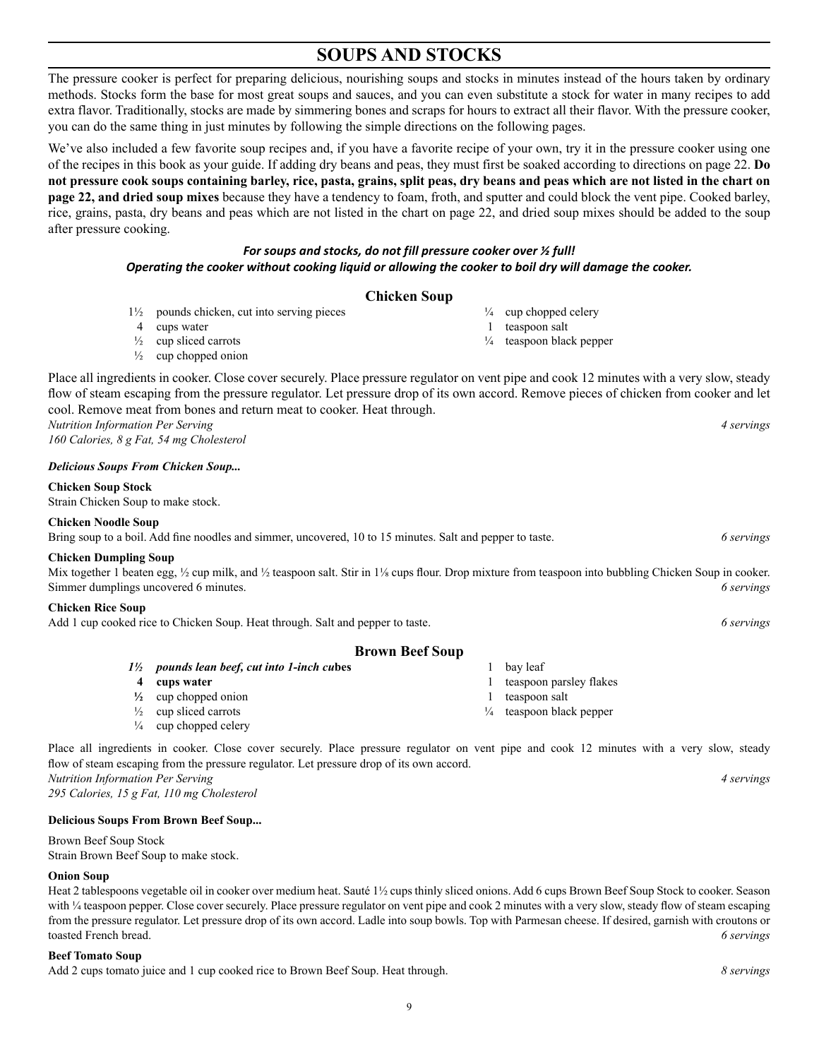# SOUPS AND STOCKS

The pressure cooker is perfect for preparing delicious, nourishing soups and stocks in minutes instead of the hours taken by ordinary methods. Stocks form the base for most great soups and sauces, and you can even substitute a stock for water in many recipes to add extra flavor. Traditionally, stocks are made by simmering bones and scraps for hours to extract all their flavor. With the pressure cooker, you can do the same thing in just minutes by following the simple directions on the following pages.

We've also included a few favorite soup recipes and, if you have a favorite recipe of your own, try it in the pressure cooker using one of the recipes in this book as your guide. If adding dry beans and peas, they must first be soaked according to directions on page 22. **Do not pressure cook soups containing barley, rice, pasta, grains, split peas, dry beans and peas which are not listed in the chart on page 22, and dried soup mixes** because they have a tendency to foam, froth, and sputter and could block the vent pipe. Cooked barley, rice, grains, pasta, dry beans and peas which are not listed in the chart on page 22, and dried soup mixes should be added to the soup after pressure cooking.

***For soups and stocks, do not fill pressure cooker over ½ full!***
***Operating the cooker without cooking liquid or allowing the cooker to boil dry will damage the cooker.***

## Chicken Soup

- 1½ pounds chicken, cut into serving pieces
- 4 cups water
- ½ cup sliced carrots
- ½ cup chopped onion
- ¼ cup chopped celery
- 1 teaspoon salt
- ¼ teaspoon black pepper

Place all ingredients in cooker. Close cover securely. Place pressure regulator on vent pipe and cook 12 minutes with a very slow, steady flow of steam escaping from the pressure regulator. Let pressure drop of its own accord. Remove pieces of chicken from cooker and let cool. Remove meat from bones and return meat to cooker. Heat through.

*Nutrition Information Per Serving* *4 servings*
*160 Calories, 8 g Fat, 54 mg Cholesterol*

***Delicious Soups From Chicken Soup...***

**Chicken Soup Stock**
Strain Chicken Soup to make stock.

**Chicken Noodle Soup**
Bring soup to a boil. Add fine noodles and simmer, uncovered, 10 to 15 minutes. Salt and pepper to taste. *6 servings*

**Chicken Dumpling Soup**
Mix together 1 beaten egg, ½ cup milk, and ½ teaspoon salt. Stir in 1⅛ cups flour. Drop mixture from teaspoon into bubbling Chicken Soup in cooker. Simmer dumplings uncovered 6 minutes. *6 servings*

**Chicken Rice Soup**
Add 1 cup cooked rice to Chicken Soup. Heat through. Salt and pepper to taste. *6 servings*

## Brown Beef Soup

- ***1½ pounds lean beef, cut into 1-inch cubes***
- **4 cups water**
- **½** cup chopped onion
- ½ cup sliced carrots
- ¼ cup chopped celery
- 1 bay leaf
- 1 teaspoon parsley flakes
- 1 teaspoon salt
- ¼ teaspoon black pepper

Place all ingredients in cooker. Close cover securely. Place pressure regulator on vent pipe and cook 12 minutes with a very slow, steady flow of steam escaping from the pressure regulator. Let pressure drop of its own accord.

*Nutrition Information Per Serving* *4 servings*
*295 Calories, 15 g Fat, 110 mg Cholesterol*

**Delicious Soups From Brown Beef Soup...**

Brown Beef Soup Stock
Strain Brown Beef Soup to make stock.

**Onion Soup**
Heat 2 tablespoons vegetable oil in cooker over medium heat. Sauté 1½ cups thinly sliced onions. Add 6 cups Brown Beef Soup Stock to cooker. Season with ¼ teaspoon pepper. Close cover securely. Place pressure regulator on vent pipe and cook 2 minutes with a very slow, steady flow of steam escaping from the pressure regulator. Let pressure drop of its own accord. Ladle into soup bowls. Top with Parmesan cheese. If desired, garnish with croutons or toasted French bread. *6 servings*

**Beef Tomato Soup**
Add 2 cups tomato juice and 1 cup cooked rice to Brown Beef Soup. Heat through. *8 servings*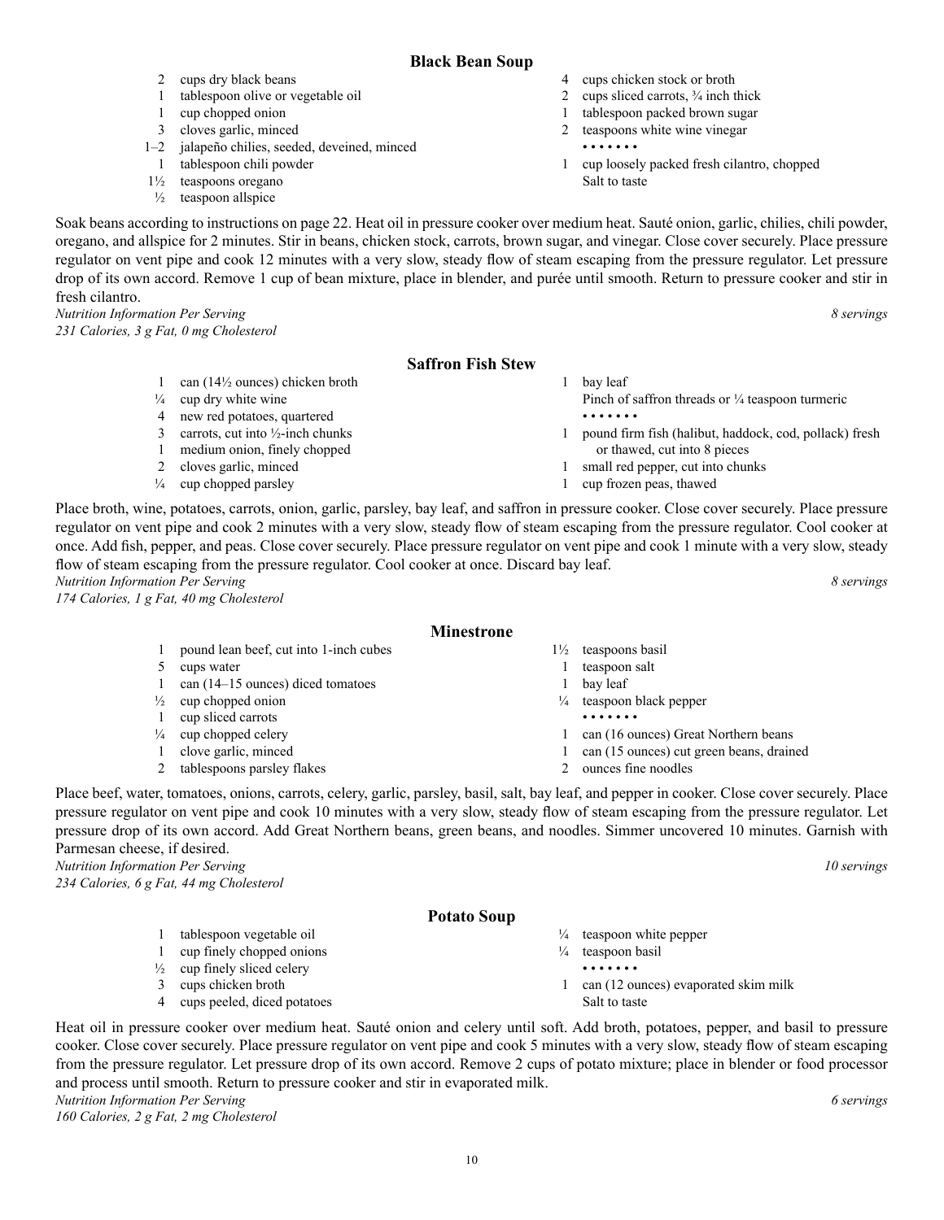## Black Bean Soup

- 2 cups dry black beans
- 1 tablespoon olive or vegetable oil
- 1 cup chopped onion
- 3 cloves garlic, minced
- 1–2 jalapeño chilies, seeded, deveined, minced
- 1 tablespoon chili powder
- 1½ teaspoons oregano
- ½ teaspoon allspice
- 4 cups chicken stock or broth
- 2 cups sliced carrots, ¾ inch thick
- 1 tablespoon packed brown sugar
- 2 teaspoons white wine vinegar

• • • • • • •

- 1 cup loosely packed fresh cilantro, chopped
- Salt to taste

Soak beans according to instructions on page 22. Heat oil in pressure cooker over medium heat. Sauté onion, garlic, chilies, chili powder, oregano, and allspice for 2 minutes. Stir in beans, chicken stock, carrots, brown sugar, and vinegar. Close cover securely. Place pressure regulator on vent pipe and cook 12 minutes with a very slow, steady flow of steam escaping from the pressure regulator. Let pressure drop of its own accord. Remove 1 cup of bean mixture, place in blender, and purée until smooth. Return to pressure cooker and stir in fresh cilantro.

*Nutrition Information Per Serving* — *8 servings*
*231 Calories, 3 g Fat, 0 mg Cholesterol*

## Saffron Fish Stew

- 1 can (14½ ounces) chicken broth
- ¼ cup dry white wine
- 4 new red potatoes, quartered
- 3 carrots, cut into ½-inch chunks
- 1 medium onion, finely chopped
- 2 cloves garlic, minced
- ¼ cup chopped parsley
- 1 bay leaf
- Pinch of saffron threads or ¼ teaspoon turmeric

• • • • • • •

- 1 pound firm fish (halibut, haddock, cod, pollack) fresh or thawed, cut into 8 pieces
- 1 small red pepper, cut into chunks
- 1 cup frozen peas, thawed

Place broth, wine, potatoes, carrots, onion, garlic, parsley, bay leaf, and saffron in pressure cooker. Close cover securely. Place pressure regulator on vent pipe and cook 2 minutes with a very slow, steady flow of steam escaping from the pressure regulator. Cool cooker at once. Add fish, pepper, and peas. Close cover securely. Place pressure regulator on vent pipe and cook 1 minute with a very slow, steady flow of steam escaping from the pressure regulator. Cool cooker at once. Discard bay leaf.

*Nutrition Information Per Serving* — *8 servings*
*174 Calories, 1 g Fat, 40 mg Cholesterol*

## Minestrone

- 1 pound lean beef, cut into 1-inch cubes
- 5 cups water
- 1 can (14–15 ounces) diced tomatoes
- ½ cup chopped onion
- 1 cup sliced carrots
- ¼ cup chopped celery
- 1 clove garlic, minced
- 2 tablespoons parsley flakes
- 1½ teaspoons basil
- 1 teaspoon salt
- 1 bay leaf
- ¼ teaspoon black pepper

• • • • • • •

- 1 can (16 ounces) Great Northern beans
- 1 can (15 ounces) cut green beans, drained
- 2 ounces fine noodles

Place beef, water, tomatoes, onions, carrots, celery, garlic, parsley, basil, salt, bay leaf, and pepper in cooker. Close cover securely. Place pressure regulator on vent pipe and cook 10 minutes with a very slow, steady flow of steam escaping from the pressure regulator. Let pressure drop of its own accord. Add Great Northern beans, green beans, and noodles. Simmer uncovered 10 minutes. Garnish with Parmesan cheese, if desired.

*Nutrition Information Per Serving* — *10 servings*
*234 Calories, 6 g Fat, 44 mg Cholesterol*

## Potato Soup

- 1 tablespoon vegetable oil
- 1 cup finely chopped onions
- ½ cup finely sliced celery
- 3 cups chicken broth
- 4 cups peeled, diced potatoes
- ¼ teaspoon white pepper
- ¼ teaspoon basil

• • • • • • •

- 1 can (12 ounces) evaporated skim milk
- Salt to taste

Heat oil in pressure cooker over medium heat. Sauté onion and celery until soft. Add broth, potatoes, pepper, and basil to pressure cooker. Close cover securely. Place pressure regulator on vent pipe and cook 5 minutes with a very slow, steady flow of steam escaping from the pressure regulator. Let pressure drop of its own accord. Remove 2 cups of potato mixture; place in blender or food processor and process until smooth. Return to pressure cooker and stir in evaporated milk.

*Nutrition Information Per Serving* — *6 servings*
*160 Calories, 2 g Fat, 2 mg Cholesterol*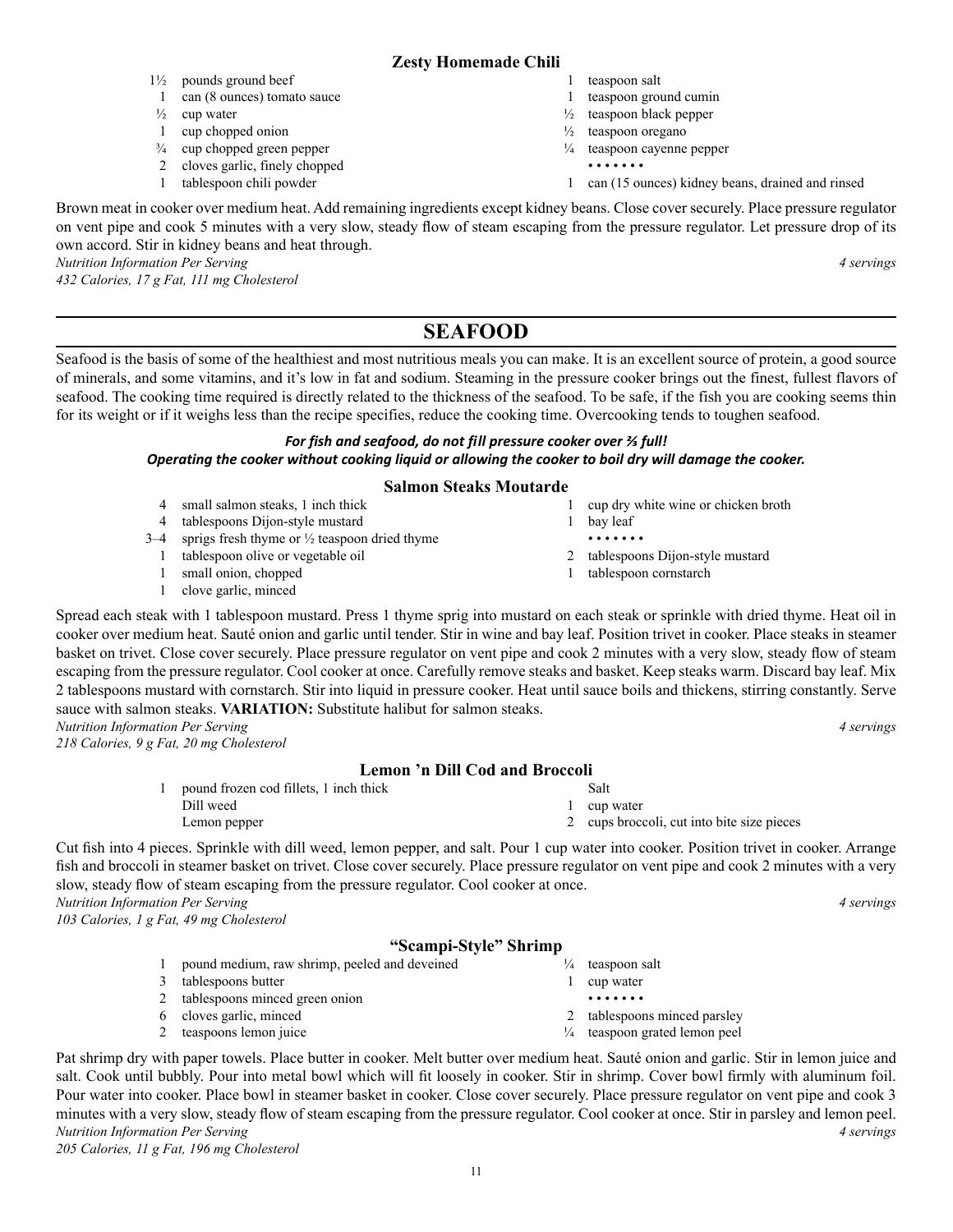### Zesty Homemade Chili

- 1½ pounds ground beef
- 1 can (8 ounces) tomato sauce
- ½ cup water
- 1 cup chopped onion
- ¾ cup chopped green pepper
- 2 cloves garlic, finely chopped
- 1 tablespoon chili powder
- 1 teaspoon salt
- 1 teaspoon ground cumin
- ½ teaspoon black pepper
- ½ teaspoon oregano
- ¼ teaspoon cayenne pepper

• • • • • • •

- 1 can (15 ounces) kidney beans, drained and rinsed

Brown meat in cooker over medium heat. Add remaining ingredients except kidney beans. Close cover securely. Place pressure regulator on vent pipe and cook 5 minutes with a very slow, steady flow of steam escaping from the pressure regulator. Let pressure drop of its own accord. Stir in kidney beans and heat through.

*Nutrition Information Per Serving* — *4 servings*
*432 Calories, 17 g Fat, 111 mg Cholesterol*

## SEAFOOD

Seafood is the basis of some of the healthiest and most nutritious meals you can make. It is an excellent source of protein, a good source of minerals, and some vitamins, and it's low in fat and sodium. Steaming in the pressure cooker brings out the finest, fullest flavors of seafood. The cooking time required is directly related to the thickness of the seafood. To be safe, if the fish you are cooking seems thin for its weight or if it weighs less than the recipe specifies, reduce the cooking time. Overcooking tends to toughen seafood.

***For fish and seafood, do not fill pressure cooker over ⅔ full!***
***Operating the cooker without cooking liquid or allowing the cooker to boil dry will damage the cooker.***

### Salmon Steaks Moutarde

- 4 small salmon steaks, 1 inch thick
- 4 tablespoons Dijon-style mustard
- 3–4 sprigs fresh thyme or ½ teaspoon dried thyme
- 1 tablespoon olive or vegetable oil
- 1 small onion, chopped
- 1 clove garlic, minced
- 1 cup dry white wine or chicken broth
- 1 bay leaf

• • • • • • •

- 2 tablespoons Dijon-style mustard
- 1 tablespoon cornstarch

Spread each steak with 1 tablespoon mustard. Press 1 thyme sprig into mustard on each steak or sprinkle with dried thyme. Heat oil in cooker over medium heat. Sauté onion and garlic until tender. Stir in wine and bay leaf. Position trivet in cooker. Place steaks in steamer basket on trivet. Close cover securely. Place pressure regulator on vent pipe and cook 2 minutes with a very slow, steady flow of steam escaping from the pressure regulator. Cool cooker at once. Carefully remove steaks and basket. Keep steaks warm. Discard bay leaf. Mix 2 tablespoons mustard with cornstarch. Stir into liquid in pressure cooker. Heat until sauce boils and thickens, stirring constantly. Serve sauce with salmon steaks. **VARIATION:** Substitute halibut for salmon steaks.

*Nutrition Information Per Serving* — *4 servings*
*218 Calories, 9 g Fat, 20 mg Cholesterol*

### Lemon 'n Dill Cod and Broccoli

- 1 pound frozen cod fillets, 1 inch thick
- Dill weed
- Lemon pepper
- Salt
- 1 cup water
- 2 cups broccoli, cut into bite size pieces

Cut fish into 4 pieces. Sprinkle with dill weed, lemon pepper, and salt. Pour 1 cup water into cooker. Position trivet in cooker. Arrange fish and broccoli in steamer basket on trivet. Close cover securely. Place pressure regulator on vent pipe and cook 2 minutes with a very slow, steady flow of steam escaping from the pressure regulator. Cool cooker at once.

*Nutrition Information Per Serving* — *4 servings*
*103 Calories, 1 g Fat, 49 mg Cholesterol*

### "Scampi-Style" Shrimp

- 1 pound medium, raw shrimp, peeled and deveined
- 3 tablespoons butter
- 2 tablespoons minced green onion
- 6 cloves garlic, minced
- 2 teaspoons lemon juice
- ¼ teaspoon salt
- 1 cup water

• • • • • • •

- 2 tablespoons minced parsley
- ¼ teaspoon grated lemon peel

Pat shrimp dry with paper towels. Place butter in cooker. Melt butter over medium heat. Sauté onion and garlic. Stir in lemon juice and salt. Cook until bubbly. Pour into metal bowl which will fit loosely in cooker. Stir in shrimp. Cover bowl firmly with aluminum foil. Pour water into cooker. Place bowl in steamer basket in cooker. Close cover securely. Place pressure regulator on vent pipe and cook 3 minutes with a very slow, steady flow of steam escaping from the pressure regulator. Cool cooker at once. Stir in parsley and lemon peel.

*Nutrition Information Per Serving* — *4 servings*
*205 Calories, 11 g Fat, 196 mg Cholesterol*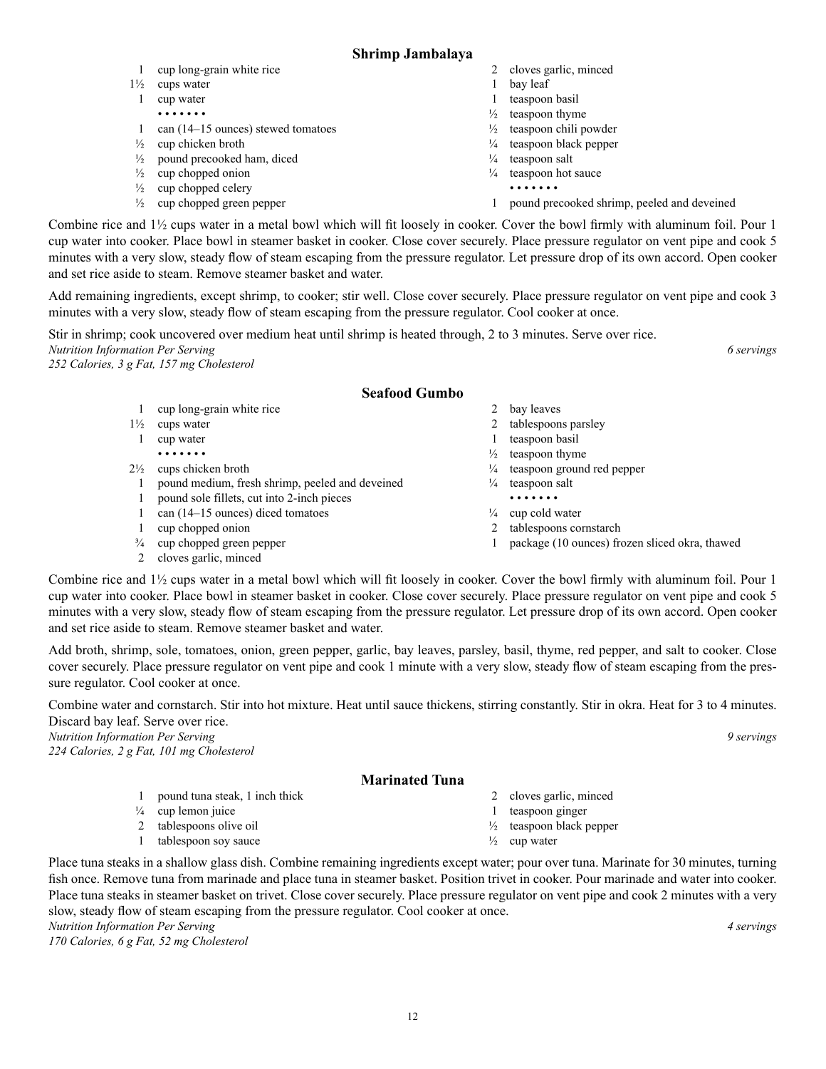## Shrimp Jambalaya

- 1 cup long-grain white rice
- 1½ cups water
- 1 cup water

• • • • • • •

- 1 can (14–15 ounces) stewed tomatoes
- ½ cup chicken broth
- ½ pound precooked ham, diced
- ½ cup chopped onion
- ½ cup chopped celery
- ½ cup chopped green pepper
- 2 cloves garlic, minced
- 1 bay leaf
- 1 teaspoon basil
- ½ teaspoon thyme
- ½ teaspoon chili powder
- ¼ teaspoon black pepper
- ¼ teaspoon salt
- ¼ teaspoon hot sauce

• • • • • • •

- 1 pound precooked shrimp, peeled and deveined

Combine rice and 1½ cups water in a metal bowl which will fit loosely in cooker. Cover the bowl firmly with aluminum foil. Pour 1 cup water into cooker. Place bowl in steamer basket in cooker. Close cover securely. Place pressure regulator on vent pipe and cook 5 minutes with a very slow, steady flow of steam escaping from the pressure regulator. Let pressure drop of its own accord. Open cooker and set rice aside to steam. Remove steamer basket and water.

Add remaining ingredients, except shrimp, to cooker; stir well. Close cover securely. Place pressure regulator on vent pipe and cook 3 minutes with a very slow, steady flow of steam escaping from the pressure regulator. Cool cooker at once.

Stir in shrimp; cook uncovered over medium heat until shrimp is heated through, 2 to 3 minutes. Serve over rice.

*Nutrition Information Per Serving* — *6 servings*
*252 Calories, 3 g Fat, 157 mg Cholesterol*

## Seafood Gumbo

- 1 cup long-grain white rice
- 1½ cups water
- 1 cup water

• • • • • • •

- 2½ cups chicken broth
- 1 pound medium, fresh shrimp, peeled and deveined
- 1 pound sole fillets, cut into 2-inch pieces
- 1 can (14–15 ounces) diced tomatoes
- 1 cup chopped onion
- ¾ cup chopped green pepper
- 2 cloves garlic, minced
- 2 bay leaves
- 2 tablespoons parsley
- 1 teaspoon basil
- ½ teaspoon thyme
- ¼ teaspoon ground red pepper
- ¼ teaspoon salt

• • • • • • •

- ¼ cup cold water
- 2 tablespoons cornstarch
- 1 package (10 ounces) frozen sliced okra, thawed

Combine rice and 1½ cups water in a metal bowl which will fit loosely in cooker. Cover the bowl firmly with aluminum foil. Pour 1 cup water into cooker. Place bowl in steamer basket in cooker. Close cover securely. Place pressure regulator on vent pipe and cook 5 minutes with a very slow, steady flow of steam escaping from the pressure regulator. Let pressure drop of its own accord. Open cooker and set rice aside to steam. Remove steamer basket and water.

Add broth, shrimp, sole, tomatoes, onion, green pepper, garlic, bay leaves, parsley, basil, thyme, red pepper, and salt to cooker. Close cover securely. Place pressure regulator on vent pipe and cook 1 minute with a very slow, steady flow of steam escaping from the pressure regulator. Cool cooker at once.

Combine water and cornstarch. Stir into hot mixture. Heat until sauce thickens, stirring constantly. Stir in okra. Heat for 3 to 4 minutes. Discard bay leaf. Serve over rice.

*Nutrition Information Per Serving* — *9 servings*
*224 Calories, 2 g Fat, 101 mg Cholesterol*

## Marinated Tuna

- 1 pound tuna steak, 1 inch thick
- ¼ cup lemon juice
- 2 tablespoons olive oil
- 1 tablespoon soy sauce
- 2 cloves garlic, minced
- 1 teaspoon ginger
- ½ teaspoon black pepper
- ½ cup water

Place tuna steaks in a shallow glass dish. Combine remaining ingredients except water; pour over tuna. Marinate for 30 minutes, turning fish once. Remove tuna from marinade and place tuna in steamer basket. Position trivet in cooker. Pour marinade and water into cooker. Place tuna steaks in steamer basket on trivet. Close cover securely. Place pressure regulator on vent pipe and cook 2 minutes with a very slow, steady flow of steam escaping from the pressure regulator. Cool cooker at once.

*Nutrition Information Per Serving* — *4 servings*
*170 Calories, 6 g Fat, 52 mg Cholesterol*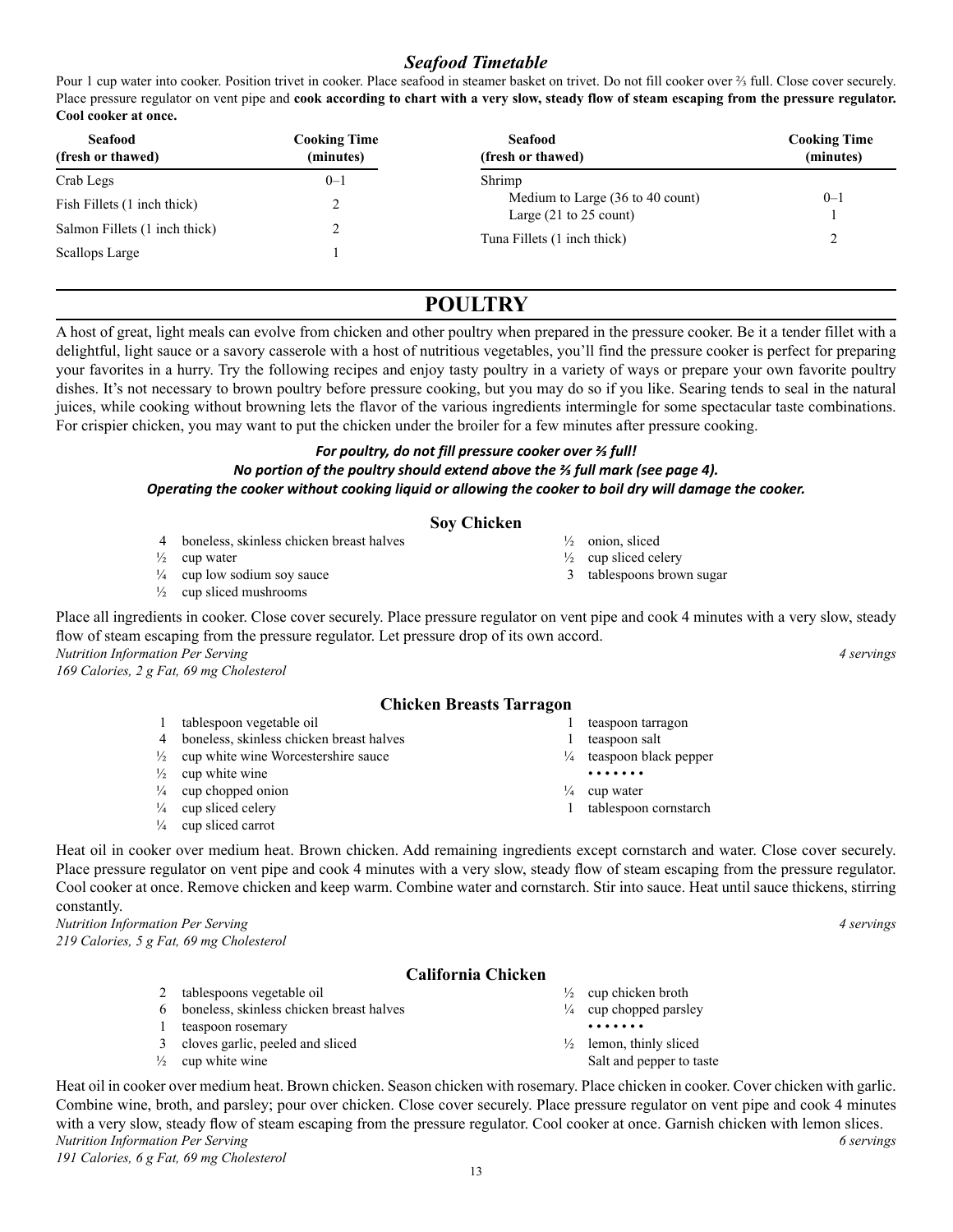## *Seafood Timetable*

Pour 1 cup water into cooker. Position trivet in cooker. Place seafood in steamer basket on trivet. Do not fill cooker over ⅔ full. Close cover securely. Place pressure regulator on vent pipe and **cook according to chart with a very slow, steady flow of steam escaping from the pressure regulator. Cool cooker at once.**

| Seafood (fresh or thawed) | Cooking Time (minutes) |
|---|---|
| Crab Legs | 0–1 |
| Fish Fillets (1 inch thick) | 2 |
| Salmon Fillets (1 inch thick) | 2 |
| Scallops Large | 1 |
| Shrimp | |
| Medium to Large (36 to 40 count) | 0–1 |
| Large (21 to 25 count) | 1 |
| Tuna Fillets (1 inch thick) | 2 |

# POULTRY

A host of great, light meals can evolve from chicken and other poultry when prepared in the pressure cooker. Be it a tender fillet with a delightful, light sauce or a savory casserole with a host of nutritious vegetables, you'll find the pressure cooker is perfect for preparing your favorites in a hurry. Try the following recipes and enjoy tasty poultry in a variety of ways or prepare your own favorite poultry dishes. It's not necessary to brown poultry before pressure cooking, but you may do so if you like. Searing tends to seal in the natural juices, while cooking without browning lets the flavor of the various ingredients intermingle for some spectacular taste combinations. For crispier chicken, you may want to put the chicken under the broiler for a few minutes after pressure cooking.

***For poultry, do not fill pressure cooker over ⅔ full!***
***No portion of the poultry should extend above the ⅔ full mark (see page 4).***
***Operating the cooker without cooking liquid or allowing the cooker to boil dry will damage the cooker.***

### Soy Chicken

- 4 boneless, skinless chicken breast halves
- ½ cup water
- ¼ cup low sodium soy sauce
- ½ cup sliced mushrooms
- ½ onion, sliced
- ½ cup sliced celery
- 3 tablespoons brown sugar

Place all ingredients in cooker. Close cover securely. Place pressure regulator on vent pipe and cook 4 minutes with a very slow, steady flow of steam escaping from the pressure regulator. Let pressure drop of its own accord.

*Nutrition Information Per Serving* — *4 servings*
*169 Calories, 2 g Fat, 69 mg Cholesterol*

### Chicken Breasts Tarragon

- 1 tablespoon vegetable oil
- 4 boneless, skinless chicken breast halves
- ½ cup white wine Worcestershire sauce
- ½ cup white wine
- ¼ cup chopped onion
- ¼ cup sliced celery
- ¼ cup sliced carrot
- 1 teaspoon tarragon
- 1 teaspoon salt
- ¼ teaspoon black pepper

• • • • • • •

- ¼ cup water
- 1 tablespoon cornstarch

Heat oil in cooker over medium heat. Brown chicken. Add remaining ingredients except cornstarch and water. Close cover securely. Place pressure regulator on vent pipe and cook 4 minutes with a very slow, steady flow of steam escaping from the pressure regulator. Cool cooker at once. Remove chicken and keep warm. Combine water and cornstarch. Stir into sauce. Heat until sauce thickens, stirring constantly.

*Nutrition Information Per Serving* — *4 servings*
*219 Calories, 5 g Fat, 69 mg Cholesterol*

### California Chicken

- 2 tablespoons vegetable oil
- 6 boneless, skinless chicken breast halves
- 1 teaspoon rosemary
- 3 cloves garlic, peeled and sliced
- ½ cup white wine
- ½ cup chicken broth
- ¼ cup chopped parsley

• • • • • • •

- ½ lemon, thinly sliced
- Salt and pepper to taste

Heat oil in cooker over medium heat. Brown chicken. Season chicken with rosemary. Place chicken in cooker. Cover chicken with garlic. Combine wine, broth, and parsley; pour over chicken. Close cover securely. Place pressure regulator on vent pipe and cook 4 minutes with a very slow, steady flow of steam escaping from the pressure regulator. Cool cooker at once. Garnish chicken with lemon slices.

*Nutrition Information Per Serving* — *6 servings*
*191 Calories, 6 g Fat, 69 mg Cholesterol*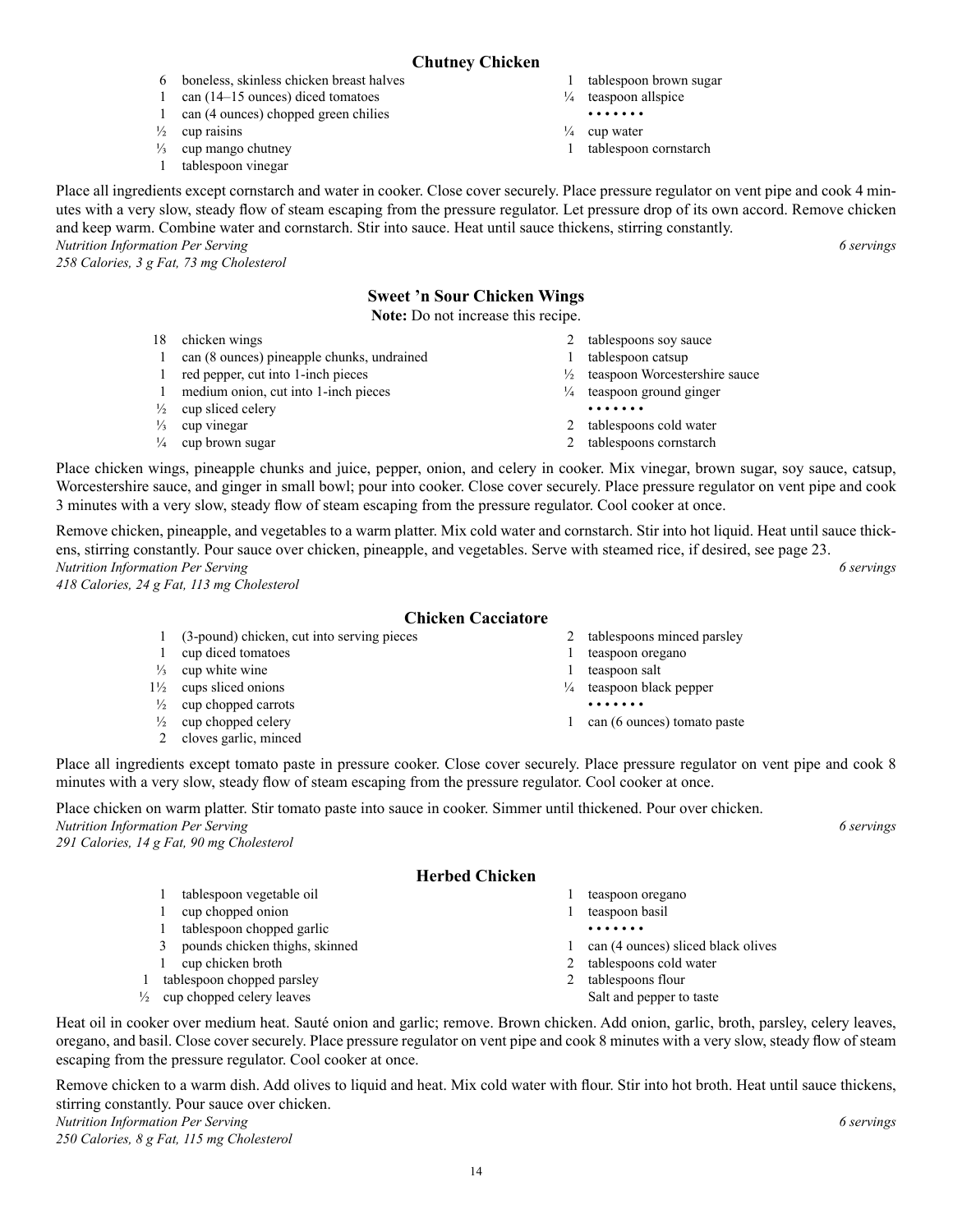## Chutney Chicken

- 6 boneless, skinless chicken breast halves
- 1 can (14–15 ounces) diced tomatoes
- 1 can (4 ounces) chopped green chilies
- ½ cup raisins
- ⅓ cup mango chutney
- 1 tablespoon vinegar
- 1 tablespoon brown sugar
- ¼ teaspoon allspice

• • • • • • •

- ¼ cup water
- 1 tablespoon cornstarch

Place all ingredients except cornstarch and water in cooker. Close cover securely. Place pressure regulator on vent pipe and cook 4 minutes with a very slow, steady flow of steam escaping from the pressure regulator. Let pressure drop of its own accord. Remove chicken and keep warm. Combine water and cornstarch. Stir into sauce. Heat until sauce thickens, stirring constantly.

*Nutrition Information Per Serving* — *6 servings*
*258 Calories, 3 g Fat, 73 mg Cholesterol*

## Sweet 'n Sour Chicken Wings

**Note:** Do not increase this recipe.

- 18 chicken wings
- 1 can (8 ounces) pineapple chunks, undrained
- 1 red pepper, cut into 1-inch pieces
- 1 medium onion, cut into 1-inch pieces
- ½ cup sliced celery
- ⅓ cup vinegar
- ¼ cup brown sugar
- 2 tablespoons soy sauce
- 1 tablespoon catsup
- ½ teaspoon Worcestershire sauce
- ¼ teaspoon ground ginger

• • • • • • •

- 2 tablespoons cold water
- 2 tablespoons cornstarch

Place chicken wings, pineapple chunks and juice, pepper, onion, and celery in cooker. Mix vinegar, brown sugar, soy sauce, catsup, Worcestershire sauce, and ginger in small bowl; pour into cooker. Close cover securely. Place pressure regulator on vent pipe and cook 3 minutes with a very slow, steady flow of steam escaping from the pressure regulator. Cool cooker at once.

Remove chicken, pineapple, and vegetables to a warm platter. Mix cold water and cornstarch. Stir into hot liquid. Heat until sauce thickens, stirring constantly. Pour sauce over chicken, pineapple, and vegetables. Serve with steamed rice, if desired, see page 23.

*Nutrition Information Per Serving* — *6 servings*
*418 Calories, 24 g Fat, 113 mg Cholesterol*

## Chicken Cacciatore

- 1 (3-pound) chicken, cut into serving pieces
- 1 cup diced tomatoes
- ⅓ cup white wine
- 1½ cups sliced onions
- ½ cup chopped carrots
- ½ cup chopped celery
- 2 cloves garlic, minced
- 2 tablespoons minced parsley
- 1 teaspoon oregano
- 1 teaspoon salt
- ¼ teaspoon black pepper

• • • • • • •

- 1 can (6 ounces) tomato paste

Place all ingredients except tomato paste in pressure cooker. Close cover securely. Place pressure regulator on vent pipe and cook 8 minutes with a very slow, steady flow of steam escaping from the pressure regulator. Cool cooker at once.

Place chicken on warm platter. Stir tomato paste into sauce in cooker. Simmer until thickened. Pour over chicken.

*Nutrition Information Per Serving* — *6 servings*
*291 Calories, 14 g Fat, 90 mg Cholesterol*

## Herbed Chicken

- 1 tablespoon vegetable oil
- 1 cup chopped onion
- 1 tablespoon chopped garlic
- 3 pounds chicken thighs, skinned
- 1 cup chicken broth
- 1 tablespoon chopped parsley
- ½ cup chopped celery leaves
- 1 teaspoon oregano
- 1 teaspoon basil

• • • • • • •

- 1 can (4 ounces) sliced black olives
- 2 tablespoons cold water
- 2 tablespoons flour
- Salt and pepper to taste

Heat oil in cooker over medium heat. Sauté onion and garlic; remove. Brown chicken. Add onion, garlic, broth, parsley, celery leaves, oregano, and basil. Close cover securely. Place pressure regulator on vent pipe and cook 8 minutes with a very slow, steady flow of steam escaping from the pressure regulator. Cool cooker at once.

Remove chicken to a warm dish. Add olives to liquid and heat. Mix cold water with flour. Stir into hot broth. Heat until sauce thickens, stirring constantly. Pour sauce over chicken.

*Nutrition Information Per Serving* — *6 servings*
*250 Calories, 8 g Fat, 115 mg Cholesterol*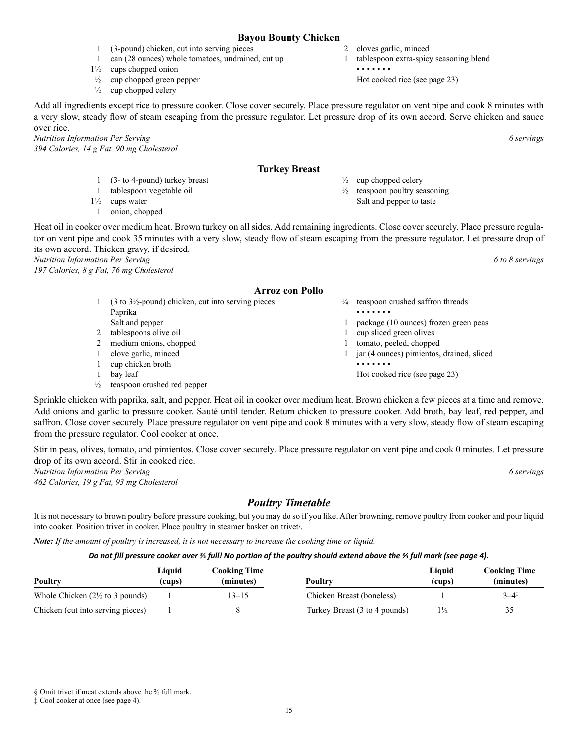### Bayou Bounty Chicken

- 1 (3-pound) chicken, cut into serving pieces
- 1 can (28 ounces) whole tomatoes, undrained, cut up
- 1½ cups chopped onion
- ½ cup chopped green pepper
- ½ cup chopped celery
- 2 cloves garlic, minced
- 1 tablespoon extra-spicy seasoning blend

• • • • • • •

Hot cooked rice (see page 23)

Add all ingredients except rice to pressure cooker. Close cover securely. Place pressure regulator on vent pipe and cook 8 minutes with a very slow, steady flow of steam escaping from the pressure regulator. Let pressure drop of its own accord. Serve chicken and sauce over rice.

*Nutrition Information Per Serving* — *6 servings*
*394 Calories, 14 g Fat, 90 mg Cholesterol*

### Turkey Breast

- 1 (3- to 4-pound) turkey breast
- 1 tablespoon vegetable oil
- 1½ cups water
- 1 onion, chopped
- ½ cup chopped celery
- ½ teaspoon poultry seasoning
- Salt and pepper to taste

Heat oil in cooker over medium heat. Brown turkey on all sides. Add remaining ingredients. Close cover securely. Place pressure regulator on vent pipe and cook 35 minutes with a very slow, steady flow of steam escaping from the pressure regulator. Let pressure drop of its own accord. Thicken gravy, if desired.

*Nutrition Information Per Serving* — *6 to 8 servings*
*197 Calories, 8 g Fat, 76 mg Cholesterol*

### Arroz con Pollo

- 1 (3 to 3½-pound) chicken, cut into serving pieces
- Paprika
- Salt and pepper
- 2 tablespoons olive oil
- 2 medium onions, chopped
- 1 clove garlic, minced
- 1 cup chicken broth
- 1 bay leaf
- ½ teaspoon crushed red pepper
- ¼ teaspoon crushed saffron threads

• • • • • • •

- 1 package (10 ounces) frozen green peas
- 1 cup sliced green olives
- 1 tomato, peeled, chopped
- 1 jar (4 ounces) pimientos, drained, sliced

• • • • • • •

Hot cooked rice (see page 23)

Sprinkle chicken with paprika, salt, and pepper. Heat oil in cooker over medium heat. Brown chicken a few pieces at a time and remove. Add onions and garlic to pressure cooker. Sauté until tender. Return chicken to pressure cooker. Add broth, bay leaf, red pepper, and saffron. Close cover securely. Place pressure regulator on vent pipe and cook 8 minutes with a very slow, steady flow of steam escaping from the pressure regulator. Cool cooker at once.

Stir in peas, olives, tomato, and pimientos. Close cover securely. Place pressure regulator on vent pipe and cook 0 minutes. Let pressure drop of its own accord. Stir in cooked rice.

*Nutrition Information Per Serving* — *6 servings*
*462 Calories, 19 g Fat, 93 mg Cholesterol*

## *Poultry Timetable*

It is not necessary to brown poultry before pressure cooking, but you may do so if you like. After browning, remove poultry from cooker and pour liquid into cooker. Position trivet in cooker. Place poultry in steamer basket on trivet§.

***Note:*** *If the amount of poultry is increased, it is not necessary to increase the cooking time or liquid.*

***Do not fill pressure cooker over ⅔ full! No portion of the poultry should extend above the ⅔ full mark (see page 4).***

| Poultry | Liquid (cups) | Cooking Time (minutes) |
|---|---|---|
| Whole Chicken (2½ to 3 pounds) | 1 | 13–15 |
| Chicken (cut into serving pieces) | 1 | 8 |
| Chicken Breast (boneless) | 1 | 3–4‡ |
| Turkey Breast (3 to 4 pounds) | 1½ | 35 |

§ Omit trivet if meat extends above the ⅔ full mark.
‡ Cool cooker at once (see page 4).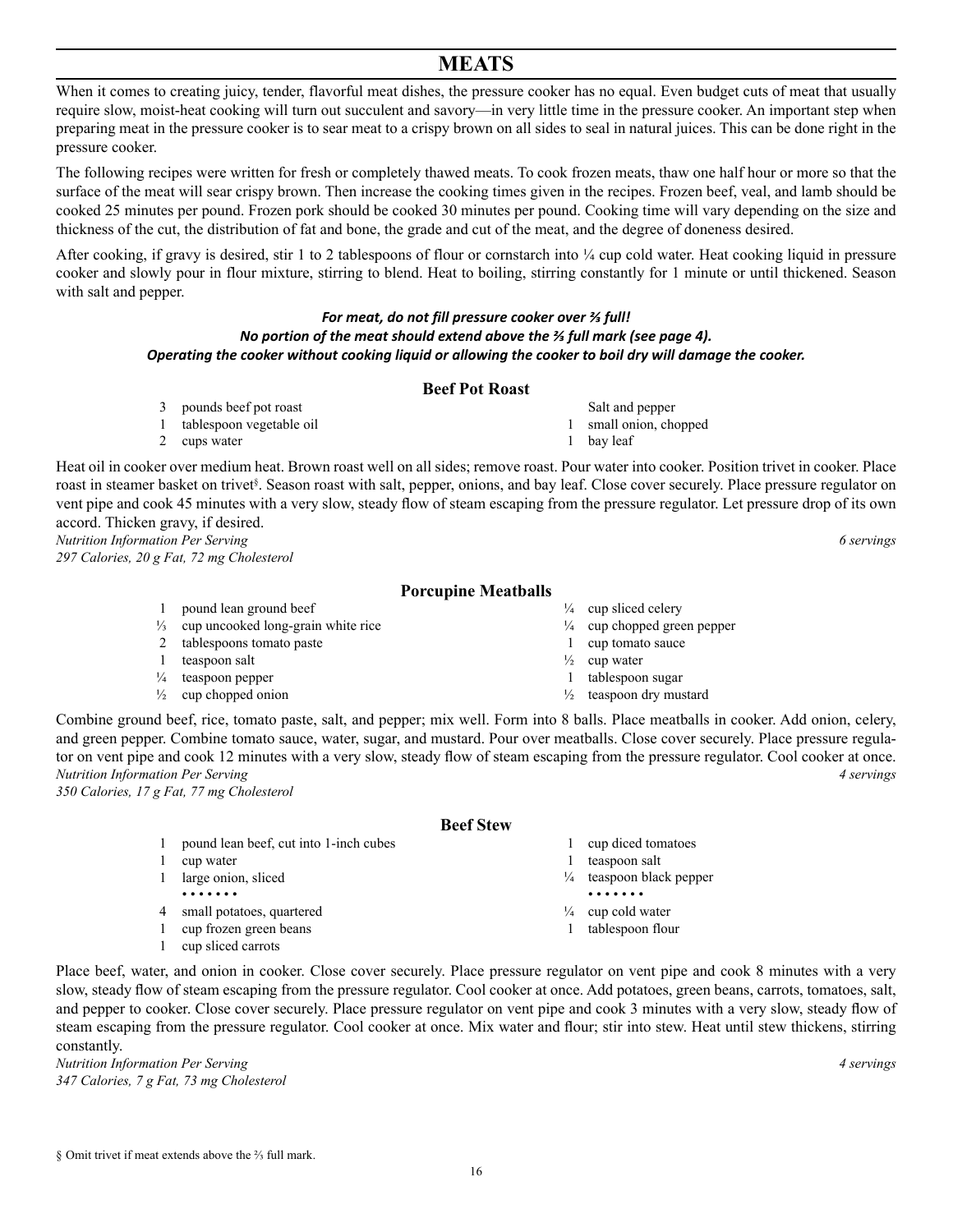# MEATS

When it comes to creating juicy, tender, flavorful meat dishes, the pressure cooker has no equal. Even budget cuts of meat that usually require slow, moist-heat cooking will turn out succulent and savory—in very little time in the pressure cooker. An important step when preparing meat in the pressure cooker is to sear meat to a crispy brown on all sides to seal in natural juices. This can be done right in the pressure cooker.

The following recipes were written for fresh or completely thawed meats. To cook frozen meats, thaw one half hour or more so that the surface of the meat will sear crispy brown. Then increase the cooking times given in the recipes. Frozen beef, veal, and lamb should be cooked 25 minutes per pound. Frozen pork should be cooked 30 minutes per pound. Cooking time will vary depending on the size and thickness of the cut, the distribution of fat and bone, the grade and cut of the meat, and the degree of doneness desired.

After cooking, if gravy is desired, stir 1 to 2 tablespoons of flour or cornstarch into ¼ cup cold water. Heat cooking liquid in pressure cooker and slowly pour in flour mixture, stirring to blend. Heat to boiling, stirring constantly for 1 minute or until thickened. Season with salt and pepper.

***For meat, do not fill pressure cooker over ⅔ full!***
***No portion of the meat should extend above the ⅔ full mark (see page 4).***
***Operating the cooker without cooking liquid or allowing the cooker to boil dry will damage the cooker.***

## Beef Pot Roast

- 3 pounds beef pot roast
- 1 tablespoon vegetable oil
- 2 cups water
- Salt and pepper
- 1 small onion, chopped
- 1 bay leaf

Heat oil in cooker over medium heat. Brown roast well on all sides; remove roast. Pour water into cooker. Position trivet in cooker. Place roast in steamer basket on trivet§. Season roast with salt, pepper, onions, and bay leaf. Close cover securely. Place pressure regulator on vent pipe and cook 45 minutes with a very slow, steady flow of steam escaping from the pressure regulator. Let pressure drop of its own accord. Thicken gravy, if desired.

*Nutrition Information Per Serving* — *6 servings*
*297 Calories, 20 g Fat, 72 mg Cholesterol*

## Porcupine Meatballs

- 1 pound lean ground beef
- ⅓ cup uncooked long-grain white rice
- 2 tablespoons tomato paste
- 1 teaspoon salt
- ¼ teaspoon pepper
- ½ cup chopped onion
- ¼ cup sliced celery
- ¼ cup chopped green pepper
- 1 cup tomato sauce
- ½ cup water
- 1 tablespoon sugar
- ½ teaspoon dry mustard

Combine ground beef, rice, tomato paste, salt, and pepper; mix well. Form into 8 balls. Place meatballs in cooker. Add onion, celery, and green pepper. Combine tomato sauce, water, sugar, and mustard. Pour over meatballs. Close cover securely. Place pressure regulator on vent pipe and cook 12 minutes with a very slow, steady flow of steam escaping from the pressure regulator. Cool cooker at once.

*Nutrition Information Per Serving* — *4 servings*
*350 Calories, 17 g Fat, 77 mg Cholesterol*

## Beef Stew

- 1 pound lean beef, cut into 1-inch cubes
- 1 cup water
- 1 large onion, sliced

• • • • • • •

- 4 small potatoes, quartered
- 1 cup frozen green beans
- 1 cup sliced carrots
- 1 cup diced tomatoes
- 1 teaspoon salt
- ¼ teaspoon black pepper

• • • • • • •

- ¼ cup cold water
- 1 tablespoon flour

Place beef, water, and onion in cooker. Close cover securely. Place pressure regulator on vent pipe and cook 8 minutes with a very slow, steady flow of steam escaping from the pressure regulator. Cool cooker at once. Add potatoes, green beans, carrots, tomatoes, salt, and pepper to cooker. Close cover securely. Place pressure regulator on vent pipe and cook 3 minutes with a very slow, steady flow of steam escaping from the pressure regulator. Cool cooker at once. Mix water and flour; stir into stew. Heat until stew thickens, stirring constantly.

*Nutrition Information Per Serving* — *4 servings*
*347 Calories, 7 g Fat, 73 mg Cholesterol*

§ Omit trivet if meat extends above the ⅔ full mark.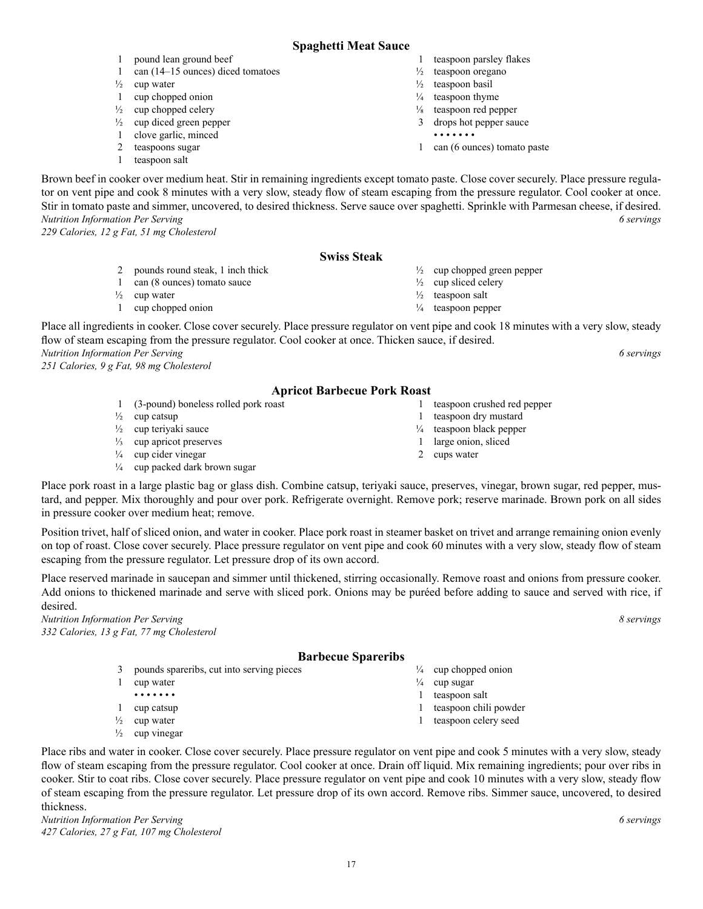## Spaghetti Meat Sauce

- 1 pound lean ground beef
- 1 can (14–15 ounces) diced tomatoes
- ½ cup water
- 1 cup chopped onion
- ½ cup chopped celery
- ½ cup diced green pepper
- 1 clove garlic, minced
- 2 teaspoons sugar
- 1 teaspoon salt
- 1 teaspoon parsley flakes
- ½ teaspoon oregano
- ½ teaspoon basil
- ¼ teaspoon thyme
- ⅛ teaspoon red pepper
- 3 drops hot pepper sauce

• • • • • • •

- 1 can (6 ounces) tomato paste

Brown beef in cooker over medium heat. Stir in remaining ingredients except tomato paste. Close cover securely. Place pressure regulator on vent pipe and cook 8 minutes with a very slow, steady flow of steam escaping from the pressure regulator. Cool cooker at once. Stir in tomato paste and simmer, uncovered, to desired thickness. Serve sauce over spaghetti. Sprinkle with Parmesan cheese, if desired.

*Nutrition Information Per Serving* — *6 servings*
*229 Calories, 12 g Fat, 51 mg Cholesterol*

## Swiss Steak

- 2 pounds round steak, 1 inch thick
- 1 can (8 ounces) tomato sauce
- ½ cup water
- 1 cup chopped onion
- ½ cup chopped green pepper
- ½ cup sliced celery
- ½ teaspoon salt
- ¼ teaspoon pepper

Place all ingredients in cooker. Close cover securely. Place pressure regulator on vent pipe and cook 18 minutes with a very slow, steady flow of steam escaping from the pressure regulator. Cool cooker at once. Thicken sauce, if desired.

*Nutrition Information Per Serving* — *6 servings*
*251 Calories, 9 g Fat, 98 mg Cholesterol*

## Apricot Barbecue Pork Roast

- 1 (3-pound) boneless rolled pork roast
- ½ cup catsup
- ½ cup teriyaki sauce
- ⅓ cup apricot preserves
- ¼ cup cider vinegar
- ¼ cup packed dark brown sugar
- 1 teaspoon crushed red pepper
- 1 teaspoon dry mustard
- ¼ teaspoon black pepper
- 1 large onion, sliced
- 2 cups water

Place pork roast in a large plastic bag or glass dish. Combine catsup, teriyaki sauce, preserves, vinegar, brown sugar, red pepper, mustard, and pepper. Mix thoroughly and pour over pork. Refrigerate overnight. Remove pork; reserve marinade. Brown pork on all sides in pressure cooker over medium heat; remove.

Position trivet, half of sliced onion, and water in cooker. Place pork roast in steamer basket on trivet and arrange remaining onion evenly on top of roast. Close cover securely. Place pressure regulator on vent pipe and cook 60 minutes with a very slow, steady flow of steam escaping from the pressure regulator. Let pressure drop of its own accord.

Place reserved marinade in saucepan and simmer until thickened, stirring occasionally. Remove roast and onions from pressure cooker. Add onions to thickened marinade and serve with sliced pork. Onions may be puréed before adding to sauce and served with rice, if desired.

*Nutrition Information Per Serving* — *8 servings*
*332 Calories, 13 g Fat, 77 mg Cholesterol*

## Barbecue Spareribs

- 3 pounds spareribs, cut into serving pieces
- 1 cup water

• • • • • • •

- 1 cup catsup
- ½ cup water
- ½ cup vinegar
- ¼ cup chopped onion
- ¼ cup sugar
- 1 teaspoon salt
- 1 teaspoon chili powder
- 1 teaspoon celery seed

Place ribs and water in cooker. Close cover securely. Place pressure regulator on vent pipe and cook 5 minutes with a very slow, steady flow of steam escaping from the pressure regulator. Cool cooker at once. Drain off liquid. Mix remaining ingredients; pour over ribs in cooker. Stir to coat ribs. Close cover securely. Place pressure regulator on vent pipe and cook 10 minutes with a very slow, steady flow of steam escaping from the pressure regulator. Let pressure drop of its own accord. Remove ribs. Simmer sauce, uncovered, to desired thickness.

*Nutrition Information Per Serving* — *6 servings*
*427 Calories, 27 g Fat, 107 mg Cholesterol*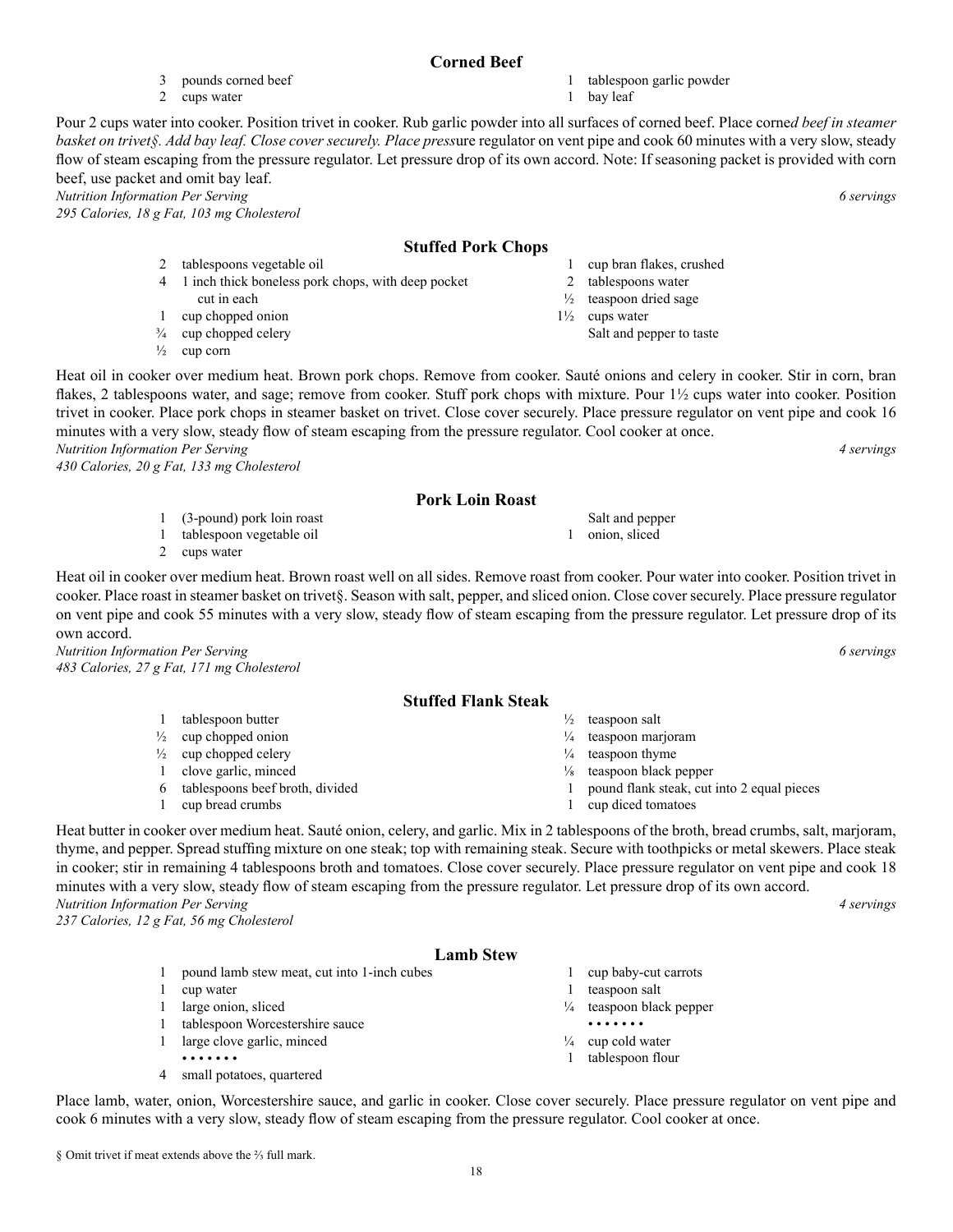## Corned Beef

- 3 pounds corned beef
- 2 cups water
- 1 tablespoon garlic powder
- 1 bay leaf

Pour 2 cups water into cooker. Position trivet in cooker. Rub garlic powder into all surfaces of corned beef. Place corned beef in steamer basket on trivet§. Add bay leaf. Close cover securely. Place pressure regulator on vent pipe and cook 60 minutes with a very slow, steady flow of steam escaping from the pressure regulator. Let pressure drop of its own accord. Note: If seasoning packet is provided with corn beef, use packet and omit bay leaf.

*Nutrition Information Per Serving* *6 servings*
*295 Calories, 18 g Fat, 103 mg Cholesterol*

## Stuffed Pork Chops

- 2 tablespoons vegetable oil
- 4 1 inch thick boneless pork chops, with deep pocket cut in each
- 1 cup chopped onion
- ¾ cup chopped celery
- ½ cup corn
- 1 cup bran flakes, crushed
- 2 tablespoons water
- ½ teaspoon dried sage
- 1½ cups water
- Salt and pepper to taste

Heat oil in cooker over medium heat. Brown pork chops. Remove from cooker. Sauté onions and celery in cooker. Stir in corn, bran flakes, 2 tablespoons water, and sage; remove from cooker. Stuff pork chops with mixture. Pour 1½ cups water into cooker. Position trivet in cooker. Place pork chops in steamer basket on trivet. Close cover securely. Place pressure regulator on vent pipe and cook 16 minutes with a very slow, steady flow of steam escaping from the pressure regulator. Cool cooker at once.

*Nutrition Information Per Serving* *4 servings*
*430 Calories, 20 g Fat, 133 mg Cholesterol*

## Pork Loin Roast

- 1 (3-pound) pork loin roast
- 1 tablespoon vegetable oil
- 2 cups water
- Salt and pepper
- 1 onion, sliced

Heat oil in cooker over medium heat. Brown roast well on all sides. Remove roast from cooker. Pour water into cooker. Position trivet in cooker. Place roast in steamer basket on trivet§. Season with salt, pepper, and sliced onion. Close cover securely. Place pressure regulator on vent pipe and cook 55 minutes with a very slow, steady flow of steam escaping from the pressure regulator. Let pressure drop of its own accord.

*Nutrition Information Per Serving* *6 servings*
*483 Calories, 27 g Fat, 171 mg Cholesterol*

## Stuffed Flank Steak

- 1 tablespoon butter
- ½ cup chopped onion
- ½ cup chopped celery
- 1 clove garlic, minced
- 6 tablespoons beef broth, divided
- 1 cup bread crumbs
- ½ teaspoon salt
- ¼ teaspoon marjoram
- ¼ teaspoon thyme
- ⅛ teaspoon black pepper
- 1 pound flank steak, cut into 2 equal pieces
- 1 cup diced tomatoes

Heat butter in cooker over medium heat. Sauté onion, celery, and garlic. Mix in 2 tablespoons of the broth, bread crumbs, salt, marjoram, thyme, and pepper. Spread stuffing mixture on one steak; top with remaining steak. Secure with toothpicks or metal skewers. Place steak in cooker; stir in remaining 4 tablespoons broth and tomatoes. Close cover securely. Place pressure regulator on vent pipe and cook 18 minutes with a very slow, steady flow of steam escaping from the pressure regulator. Let pressure drop of its own accord.

*Nutrition Information Per Serving* *4 servings*
*237 Calories, 12 g Fat, 56 mg Cholesterol*

## Lamb Stew

- 1 pound lamb stew meat, cut into 1-inch cubes
- 1 cup water
- 1 large onion, sliced
- 1 tablespoon Worcestershire sauce
- 1 large clove garlic, minced

• • • • • • •

- 4 small potatoes, quartered
- 1 cup baby-cut carrots
- 1 teaspoon salt
- ¼ teaspoon black pepper

• • • • • • •

- ¼ cup cold water
- 1 tablespoon flour

Place lamb, water, onion, Worcestershire sauce, and garlic in cooker. Close cover securely. Place pressure regulator on vent pipe and cook 6 minutes with a very slow, steady flow of steam escaping from the pressure regulator. Cool cooker at once.

§ Omit trivet if meat extends above the ⅔ full mark.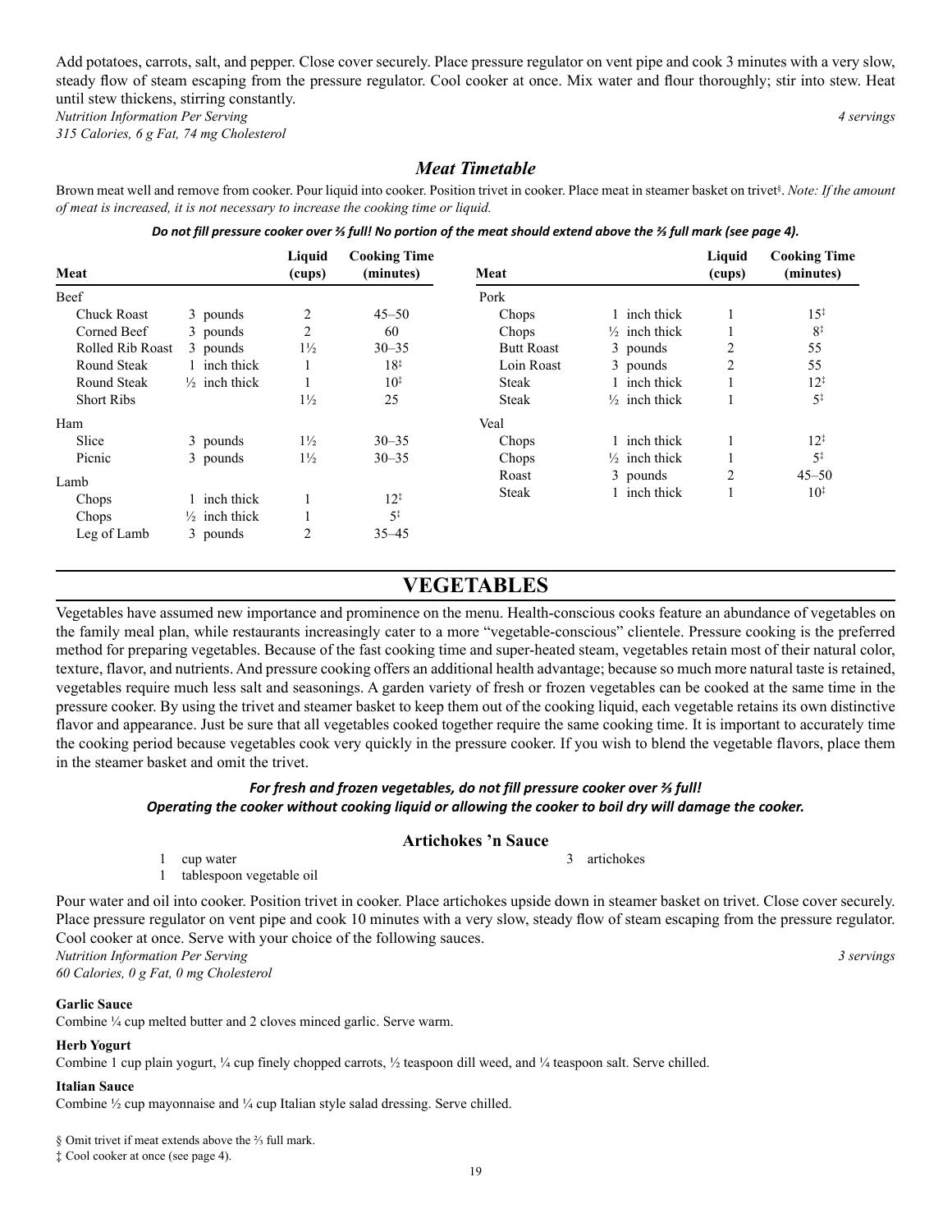Add potatoes, carrots, salt, and pepper. Close cover securely. Place pressure regulator on vent pipe and cook 3 minutes with a very slow, steady flow of steam escaping from the pressure regulator. Cool cooker at once. Mix water and flour thoroughly; stir into stew. Heat until stew thickens, stirring constantly.

*Nutrition Information Per Serving* — *4 servings*

*315 Calories, 6 g Fat, 74 mg Cholesterol*

## *Meat Timetable*

Brown meat well and remove from cooker. Pour liquid into cooker. Position trivet in cooker. Place meat in steamer basket on trivet§. *Note: If the amount of meat is increased, it is not necessary to increase the cooking time or liquid.*

***Do not fill pressure cooker over ⅔ full! No portion of the meat should extend above the ⅔ full mark (see page 4).***

| Meat | | Liquid (cups) | Cooking Time (minutes) |
|---|---|---|---|
| **Beef** | | | |
| Chuck Roast | 3 pounds | 2 | 45–50 |
| Corned Beef | 3 pounds | 2 | 60 |
| Rolled Rib Roast | 3 pounds | 1½ | 30–35 |
| Round Steak | 1 inch thick | 1 | 18‡ |
| Round Steak | ½ inch thick | 1 | 10‡ |
| Short Ribs | | 1½ | 25 |
| **Ham** | | | |
| Slice | 3 pounds | 1½ | 30–35 |
| Picnic | 3 pounds | 1½ | 30–35 |
| **Lamb** | | | |
| Chops | 1 inch thick | 1 | 12‡ |
| Chops | ½ inch thick | 1 | 5‡ |
| Leg of Lamb | 3 pounds | 2 | 35–45 |
| **Pork** | | | |
| Chops | 1 inch thick | 1 | 15‡ |
| Chops | ½ inch thick | 1 | 8‡ |
| Butt Roast | 3 pounds | 2 | 55 |
| Loin Roast | 3 pounds | 2 | 55 |
| Steak | 1 inch thick | 1 | 12‡ |
| Steak | ½ inch thick | 1 | 5‡ |
| **Veal** | | | |
| Chops | 1 inch thick | 1 | 12‡ |
| Chops | ½ inch thick | 1 | 5‡ |
| Roast | 3 pounds | 2 | 45–50 |
| Steak | 1 inch thick | 1 | 10‡ |

# VEGETABLES

Vegetables have assumed new importance and prominence on the menu. Health-conscious cooks feature an abundance of vegetables on the family meal plan, while restaurants increasingly cater to a more "vegetable-conscious" clientele. Pressure cooking is the preferred method for preparing vegetables. Because of the fast cooking time and super-heated steam, vegetables retain most of their natural color, texture, flavor, and nutrients. And pressure cooking offers an additional health advantage; because so much more natural taste is retained, vegetables require much less salt and seasonings. A garden variety of fresh or frozen vegetables can be cooked at the same time in the pressure cooker. By using the trivet and steamer basket to keep them out of the cooking liquid, each vegetable retains its own distinctive flavor and appearance. Just be sure that all vegetables cooked together require the same cooking time. It is important to accurately time the cooking period because vegetables cook very quickly in the pressure cooker. If you wish to blend the vegetable flavors, place them in the steamer basket and omit the trivet.

***For fresh and frozen vegetables, do not fill pressure cooker over ⅔ full!***
***Operating the cooker without cooking liquid or allowing the cooker to boil dry will damage the cooker.***

### Artichokes 'n Sauce

- 1 cup water
- 1 tablespoon vegetable oil
- 3 artichokes

Pour water and oil into cooker. Position trivet in cooker. Place artichokes upside down in steamer basket on trivet. Close cover securely. Place pressure regulator on vent pipe and cook 10 minutes with a very slow, steady flow of steam escaping from the pressure regulator. Cool cooker at once. Serve with your choice of the following sauces.

*Nutrition Information Per Serving* — *3 servings*

*60 Calories, 0 g Fat, 0 mg Cholesterol*

**Garlic Sauce**

Combine ¼ cup melted butter and 2 cloves minced garlic. Serve warm.

**Herb Yogurt**

Combine 1 cup plain yogurt, ¼ cup finely chopped carrots, ½ teaspoon dill weed, and ¼ teaspoon salt. Serve chilled.

**Italian Sauce**

Combine ½ cup mayonnaise and ¼ cup Italian style salad dressing. Serve chilled.

§ Omit trivet if meat extends above the ⅔ full mark.

‡ Cool cooker at once (see page 4).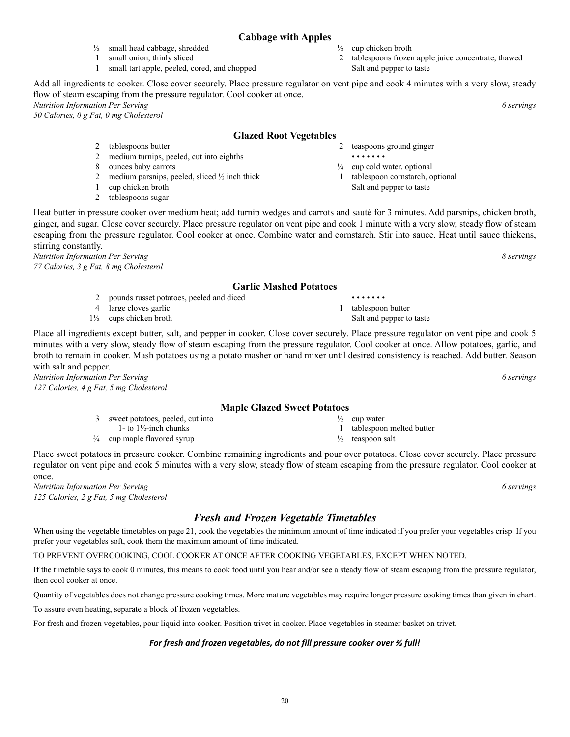### Cabbage with Apples

- ½ small head cabbage, shredded
- 1 small onion, thinly sliced
- 1 small tart apple, peeled, cored, and chopped
- ½ cup chicken broth
- 2 tablespoons frozen apple juice concentrate, thawed
- Salt and pepper to taste

Add all ingredients to cooker. Close cover securely. Place pressure regulator on vent pipe and cook 4 minutes with a very slow, steady flow of steam escaping from the pressure regulator. Cool cooker at once.

*Nutrition Information Per Serving* *6 servings*
*50 Calories, 0 g Fat, 0 mg Cholesterol*

### Glazed Root Vegetables

- 2 tablespoons butter
- 2 medium turnips, peeled, cut into eighths
- 8 ounces baby carrots
- 2 medium parsnips, peeled, sliced ½ inch thick
- 1 cup chicken broth
- 2 tablespoons sugar
- 2 teaspoons ground ginger

• • • • • • •

- ¼ cup cold water, optional
- 1 tablespoon cornstarch, optional
- Salt and pepper to taste

Heat butter in pressure cooker over medium heat; add turnip wedges and carrots and sauté for 3 minutes. Add parsnips, chicken broth, ginger, and sugar. Close cover securely. Place pressure regulator on vent pipe and cook 1 minute with a very slow, steady flow of steam escaping from the pressure regulator. Cool cooker at once. Combine water and cornstarch. Stir into sauce. Heat until sauce thickens, stirring constantly.

*Nutrition Information Per Serving* *8 servings*
*77 Calories, 3 g Fat, 8 mg Cholesterol*

### Garlic Mashed Potatoes

- 2 pounds russet potatoes, peeled and diced
- 4 large cloves garlic
- 1½ cups chicken broth

• • • • • • •

- 1 tablespoon butter
- Salt and pepper to taste

Place all ingredients except butter, salt, and pepper in cooker. Close cover securely. Place pressure regulator on vent pipe and cook 5 minutes with a very slow, steady flow of steam escaping from the pressure regulator. Cool cooker at once. Allow potatoes, garlic, and broth to remain in cooker. Mash potatoes using a potato masher or hand mixer until desired consistency is reached. Add butter. Season with salt and pepper.

*Nutrition Information Per Serving* *6 servings*
*127 Calories, 4 g Fat, 5 mg Cholesterol*

### Maple Glazed Sweet Potatoes

- 3 sweet potatoes, peeled, cut into 1- to 1½-inch chunks
- ¾ cup maple flavored syrup
- ½ cup water
- 1 tablespoon melted butter
- ½ teaspoon salt

Place sweet potatoes in pressure cooker. Combine remaining ingredients and pour over potatoes. Close cover securely. Place pressure regulator on vent pipe and cook 5 minutes with a very slow, steady flow of steam escaping from the pressure regulator. Cool cooker at once.

*Nutrition Information Per Serving* *6 servings*
*125 Calories, 2 g Fat, 5 mg Cholesterol*

## *Fresh and Frozen Vegetable Timetables*

When using the vegetable timetables on page 21, cook the vegetables the minimum amount of time indicated if you prefer your vegetables crisp. If you prefer your vegetables soft, cook them the maximum amount of time indicated.

TO PREVENT OVERCOOKING, COOL COOKER AT ONCE AFTER COOKING VEGETABLES, EXCEPT WHEN NOTED.

If the timetable says to cook 0 minutes, this means to cook food until you hear and/or see a steady flow of steam escaping from the pressure regulator, then cool cooker at once.

Quantity of vegetables does not change pressure cooking times. More mature vegetables may require longer pressure cooking times than given in chart.

To assure even heating, separate a block of frozen vegetables.

For fresh and frozen vegetables, pour liquid into cooker. Position trivet in cooker. Place vegetables in steamer basket on trivet.

***For fresh and frozen vegetables, do not fill pressure cooker over ⅔ full!***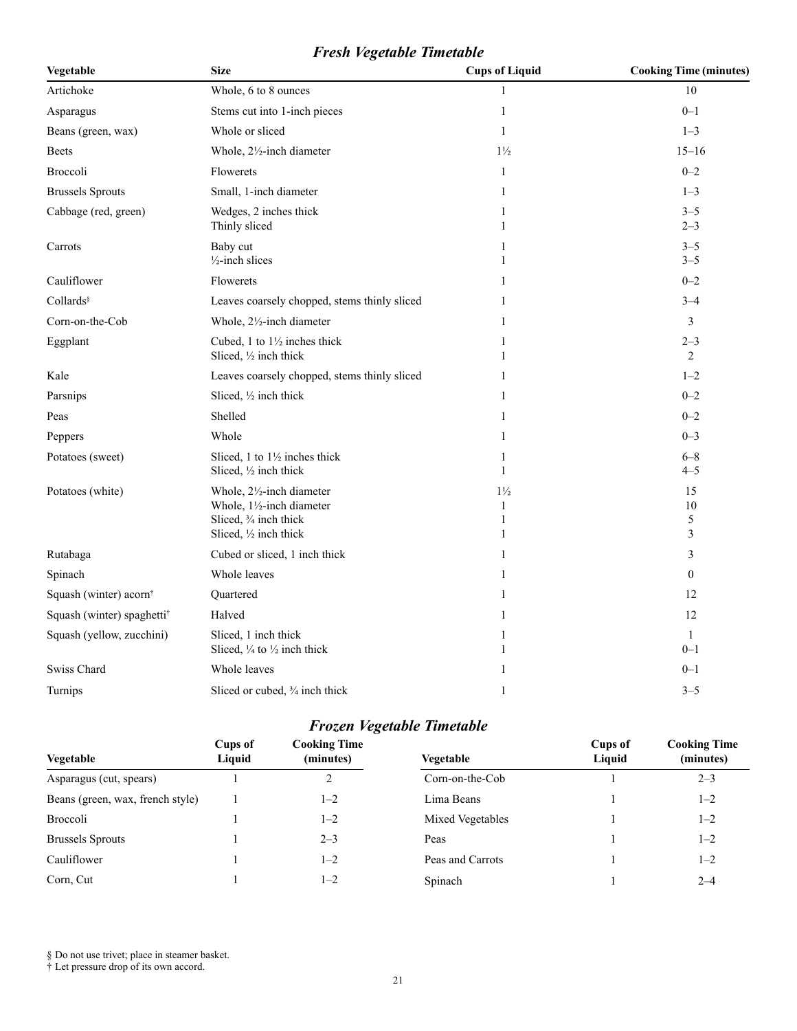## *Fresh Vegetable Timetable*

| Vegetable | Size | Cups of Liquid | Cooking Time (minutes) |
|---|---|---|---|
| Artichoke | Whole, 6 to 8 ounces | 1 | 10 |
| Asparagus | Stems cut into 1-inch pieces | 1 | 0–1 |
| Beans (green, wax) | Whole or sliced | 1 | 1–3 |
| Beets | Whole, 2½-inch diameter | 1½ | 15–16 |
| Broccoli | Flowerets | 1 | 0–2 |
| Brussels Sprouts | Small, 1-inch diameter | 1 | 1–3 |
| Cabbage (red, green) | Wedges, 2 inches thick | 1 | 3–5 |
| | Thinly sliced | 1 | 2–3 |
| Carrots | Baby cut | 1 | 3–5 |
| | ½-inch slices | 1 | 3–5 |
| Cauliflower | Flowerets | 1 | 0–2 |
| Collards§ | Leaves coarsely chopped, stems thinly sliced | 1 | 3–4 |
| Corn-on-the-Cob | Whole, 2½-inch diameter | 1 | 3 |
| Eggplant | Cubed, 1 to 1½ inches thick | 1 | 2–3 |
| | Sliced, ½ inch thick | 1 | 2 |
| Kale | Leaves coarsely chopped, stems thinly sliced | 1 | 1–2 |
| Parsnips | Sliced, ½ inch thick | 1 | 0–2 |
| Peas | Shelled | 1 | 0–2 |
| Peppers | Whole | 1 | 0–3 |
| Potatoes (sweet) | Sliced, 1 to 1½ inches thick | 1 | 6–8 |
| | Sliced, ½ inch thick | 1 | 4–5 |
| Potatoes (white) | Whole, 2½-inch diameter | 1½ | 15 |
| | Whole, 1½-inch diameter | 1 | 10 |
| | Sliced, ¾ inch thick | 1 | 5 |
| | Sliced, ½ inch thick | 1 | 3 |
| Rutabaga | Cubed or sliced, 1 inch thick | 1 | 3 |
| Spinach | Whole leaves | 1 | 0 |
| Squash (winter) acorn† | Quartered | 1 | 12 |
| Squash (winter) spaghetti† | Halved | 1 | 12 |
| Squash (yellow, zucchini) | Sliced, 1 inch thick | 1 | 1 |
| | Sliced, ¼ to ½ inch thick | 1 | 0–1 |
| Swiss Chard | Whole leaves | 1 | 0–1 |
| Turnips | Sliced or cubed, ¾ inch thick | 1 | 3–5 |

## *Frozen Vegetable Timetable*

| Vegetable | Cups of Liquid | Cooking Time (minutes) |
|---|---|---|
| Asparagus (cut, spears) | 1 | 2 |
| Beans (green, wax, french style) | 1 | 1–2 |
| Broccoli | 1 | 1–2 |
| Brussels Sprouts | 1 | 2–3 |
| Cauliflower | 1 | 1–2 |
| Corn, Cut | 1 | 1–2 |
| Corn-on-the-Cob | 1 | 2–3 |
| Lima Beans | 1 | 1–2 |
| Mixed Vegetables | 1 | 1–2 |
| Peas | 1 | 1–2 |
| Peas and Carrots | 1 | 1–2 |
| Spinach | 1 | 2–4 |

§ Do not use trivet; place in steamer basket.
† Let pressure drop of its own accord.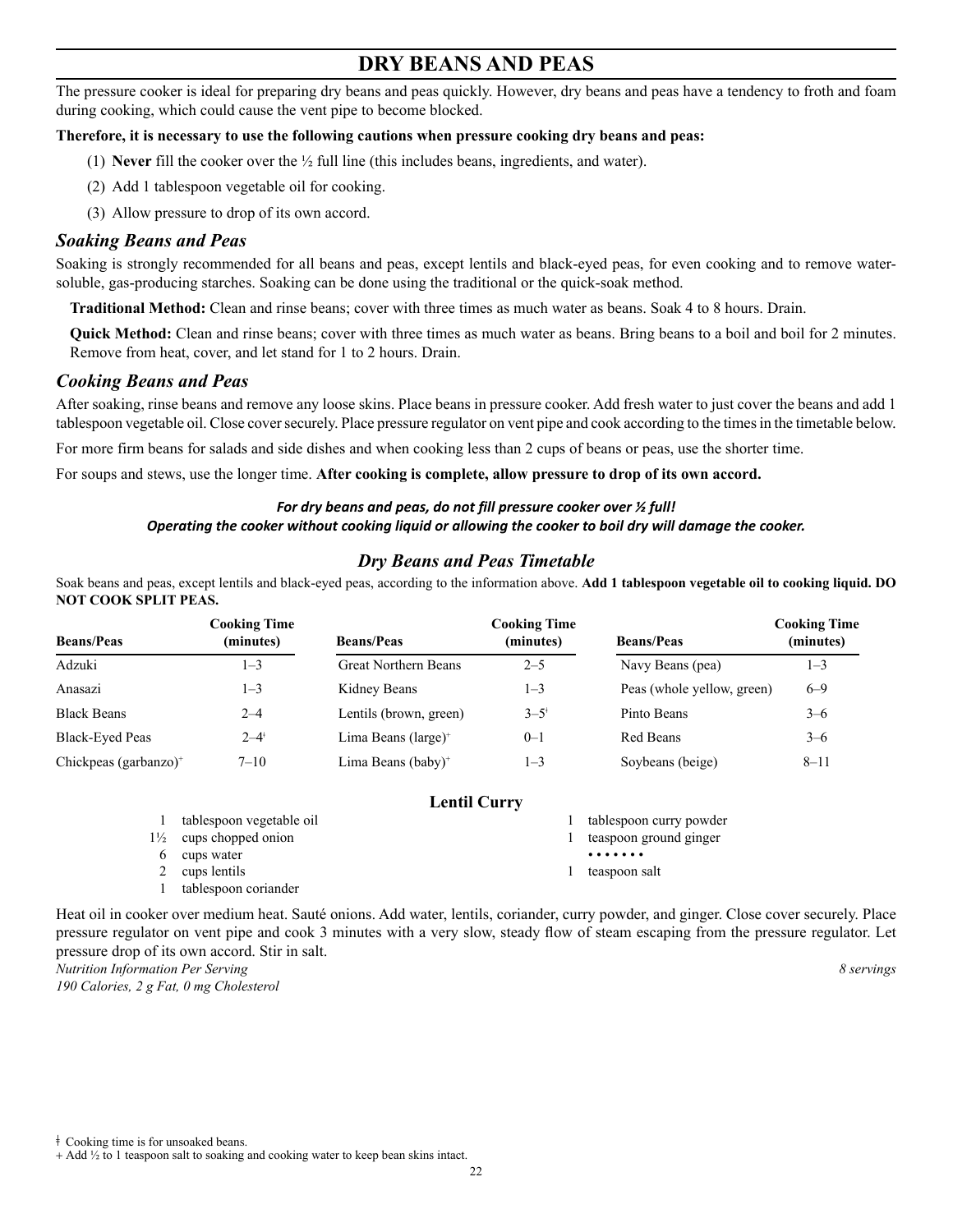# DRY BEANS AND PEAS

The pressure cooker is ideal for preparing dry beans and peas quickly. However, dry beans and peas have a tendency to froth and foam during cooking, which could cause the vent pipe to become blocked.

**Therefore, it is necessary to use the following cautions when pressure cooking dry beans and peas:**

(1) **Never** fill the cooker over the ½ full line (this includes beans, ingredients, and water).

(2) Add 1 tablespoon vegetable oil for cooking.

(3) Allow pressure to drop of its own accord.

## *Soaking Beans and Peas*

Soaking is strongly recommended for all beans and peas, except lentils and black-eyed peas, for even cooking and to remove water-soluble, gas-producing starches. Soaking can be done using the traditional or the quick-soak method.

**Traditional Method:** Clean and rinse beans; cover with three times as much water as beans. Soak 4 to 8 hours. Drain.

**Quick Method:** Clean and rinse beans; cover with three times as much water as beans. Bring beans to a boil and boil for 2 minutes. Remove from heat, cover, and let stand for 1 to 2 hours. Drain.

## *Cooking Beans and Peas*

After soaking, rinse beans and remove any loose skins. Place beans in pressure cooker. Add fresh water to just cover the beans and add 1 tablespoon vegetable oil. Close cover securely. Place pressure regulator on vent pipe and cook according to the times in the timetable below.

For more firm beans for salads and side dishes and when cooking less than 2 cups of beans or peas, use the shorter time.

For soups and stews, use the longer time. **After cooking is complete, allow pressure to drop of its own accord.**

***For dry beans and peas, do not fill pressure cooker over ½ full!***
***Operating the cooker without cooking liquid or allowing the cooker to boil dry will damage the cooker.***

## *Dry Beans and Peas Timetable*

Soak beans and peas, except lentils and black-eyed peas, according to the information above. **Add 1 tablespoon vegetable oil to cooking liquid. DO NOT COOK SPLIT PEAS.**

| Beans/Peas | Cooking Time (minutes) | Beans/Peas | Cooking Time (minutes) | Beans/Peas | Cooking Time (minutes) |
|---|---|---|---|---|---|
| Adzuki | 1–3 | Great Northern Beans | 2–5 | Navy Beans (pea) | 1–3 |
| Anasazi | 1–3 | Kidney Beans | 1–3 | Peas (whole yellow, green) | 6–9 |
| Black Beans | 2–4 | Lentils (brown, green) | 3–5ǂ | Pinto Beans | 3–6 |
| Black-Eyed Peas | 2–4ǂ | Lima Beans (large)+ | 0–1 | Red Beans | 3–6 |
| Chickpeas (garbanzo)+ | 7–10 | Lima Beans (baby)+ | 1–3 | Soybeans (beige) | 8–11 |

### Lentil Curry

- 1 tablespoon vegetable oil
- 1½ cups chopped onion
- 6 cups water
- 2 cups lentils
- 1 tablespoon coriander
- 1 tablespoon curry powder
- 1 teaspoon ground ginger

• • • • • • •

- 1 teaspoon salt

Heat oil in cooker over medium heat. Sauté onions. Add water, lentils, coriander, curry powder, and ginger. Close cover securely. Place pressure regulator on vent pipe and cook 3 minutes with a very slow, steady flow of steam escaping from the pressure regulator. Let pressure drop of its own accord. Stir in salt.

*Nutrition Information Per Serving* *8 servings*
*190 Calories, 2 g Fat, 0 mg Cholesterol*

ǂ Cooking time is for unsoaked beans.
+ Add ½ to 1 teaspoon salt to soaking and cooking water to keep bean skins intact.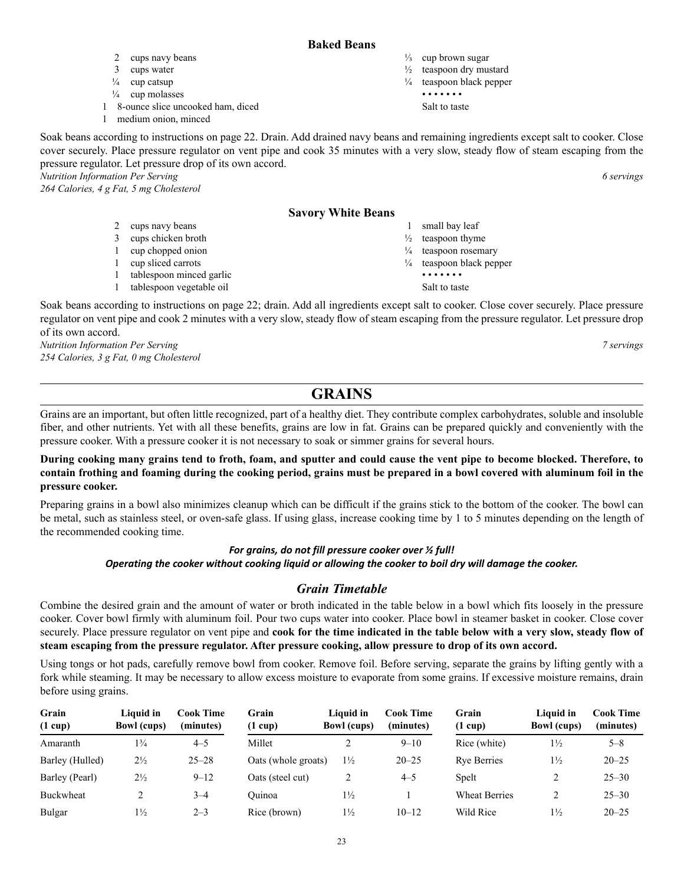### Baked Beans

- 2 cups navy beans
- 3 cups water
- ¼ cup catsup
- ¼ cup molasses
- 1 8-ounce slice uncooked ham, diced
- 1 medium onion, minced
- ⅓ cup brown sugar
- ½ teaspoon dry mustard
- ¼ teaspoon black pepper

• • • • • • •

Salt to taste

Soak beans according to instructions on page 22. Drain. Add drained navy beans and remaining ingredients except salt to cooker. Close cover securely. Place pressure regulator on vent pipe and cook 35 minutes with a very slow, steady flow of steam escaping from the pressure regulator. Let pressure drop of its own accord.

*Nutrition Information Per Serving* — *6 servings*
*264 Calories, 4 g Fat, 5 mg Cholesterol*

### Savory White Beans

- 2 cups navy beans
- 3 cups chicken broth
- 1 cup chopped onion
- 1 cup sliced carrots
- 1 tablespoon minced garlic
- 1 tablespoon vegetable oil
- 1 small bay leaf
- ½ teaspoon thyme
- ¼ teaspoon rosemary
- ¼ teaspoon black pepper

• • • • • • •

Salt to taste

Soak beans according to instructions on page 22; drain. Add all ingredients except salt to cooker. Close cover securely. Place pressure regulator on vent pipe and cook 2 minutes with a very slow, steady flow of steam escaping from the pressure regulator. Let pressure drop of its own accord.

*Nutrition Information Per Serving* — *7 servings*
*254 Calories, 3 g Fat, 0 mg Cholesterol*

## GRAINS

Grains are an important, but often little recognized, part of a healthy diet. They contribute complex carbohydrates, soluble and insoluble fiber, and other nutrients. Yet with all these benefits, grains are low in fat. Grains can be prepared quickly and conveniently with the pressure cooker. With a pressure cooker it is not necessary to soak or simmer grains for several hours.

**During cooking many grains tend to froth, foam, and sputter and could cause the vent pipe to become blocked. Therefore, to contain frothing and foaming during the cooking period, grains must be prepared in a bowl covered with aluminum foil in the pressure cooker.**

Preparing grains in a bowl also minimizes cleanup which can be difficult if the grains stick to the bottom of the cooker. The bowl can be metal, such as stainless steel, or oven-safe glass. If using glass, increase cooking time by 1 to 5 minutes depending on the length of the recommended cooking time.

***For grains, do not fill pressure cooker over ½ full!***
***Operating the cooker without cooking liquid or allowing the cooker to boil dry will damage the cooker.***

### *Grain Timetable*

Combine the desired grain and the amount of water or broth indicated in the table below in a bowl which fits loosely in the pressure cooker. Cover bowl firmly with aluminum foil. Pour two cups water into cooker. Place bowl in steamer basket in cooker. Close cover securely. Place pressure regulator on vent pipe and **cook for the time indicated in the table below with a very slow, steady flow of steam escaping from the pressure regulator. After pressure cooking, allow pressure to drop of its own accord.**

Using tongs or hot pads, carefully remove bowl from cooker. Remove foil. Before serving, separate the grains by lifting gently with a fork while steaming. It may be necessary to allow excess moisture to evaporate from some grains. If excessive moisture remains, drain before using grains.

| Grain (1 cup) | Liquid in Bowl (cups) | Cook Time (minutes) | Grain (1 cup) | Liquid in Bowl (cups) | Cook Time (minutes) | Grain (1 cup) | Liquid in Bowl (cups) | Cook Time (minutes) |
|---|---|---|---|---|---|---|---|---|
| Amaranth | 1¾ | 4–5 | Millet | 2 | 9–10 | Rice (white) | 1½ | 5–8 |
| Barley (Hulled) | 2½ | 25–28 | Oats (whole groats) | 1½ | 20–25 | Rye Berries | 1½ | 20–25 |
| Barley (Pearl) | 2½ | 9–12 | Oats (steel cut) | 2 | 4–5 | Spelt | 2 | 25–30 |
| Buckwheat | 2 | 3–4 | Quinoa | 1½ | 1 | Wheat Berries | 2 | 25–30 |
| Bulgar | 1½ | 2–3 | Rice (brown) | 1½ | 10–12 | Wild Rice | 1½ | 20–25 |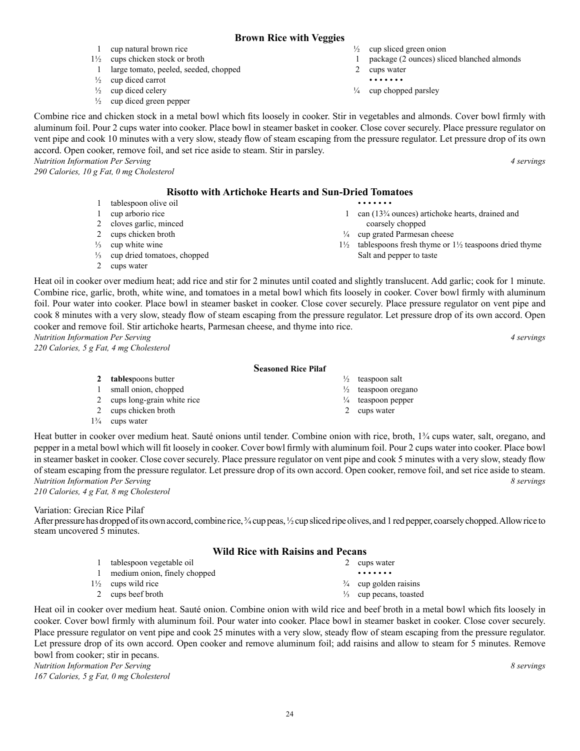## Brown Rice with Veggies

- 1 cup natural brown rice
- 1½ cups chicken stock or broth
- 1 large tomato, peeled, seeded, chopped
- ½ cup diced carrot
- ½ cup diced celery
- ½ cup diced green pepper
- ½ cup sliced green onion
- 1 package (2 ounces) sliced blanched almonds
- 2 cups water

• • • • • • •

- ¼ cup chopped parsley

Combine rice and chicken stock in a metal bowl which fits loosely in cooker. Stir in vegetables and almonds. Cover bowl firmly with aluminum foil. Pour 2 cups water into cooker. Place bowl in steamer basket in cooker. Close cover securely. Place pressure regulator on vent pipe and cook 10 minutes with a very slow, steady flow of steam escaping from the pressure regulator. Let pressure drop of its own accord. Open cooker, remove foil, and set rice aside to steam. Stir in parsley.

*Nutrition Information Per Serving* — *4 servings*
*290 Calories, 10 g Fat, 0 mg Cholesterol*

## Risotto with Artichoke Hearts and Sun-Dried Tomatoes

- 1 tablespoon olive oil
- 1 cup arborio rice
- 2 cloves garlic, minced
- 2 cups chicken broth
- ⅓ cup white wine
- ⅓ cup dried tomatoes, chopped
- 2 cups water

• • • • • • •

- 1 can (13¾ ounces) artichoke hearts, drained and coarsely chopped
- ¼ cup grated Parmesan cheese
- 1½ tablespoons fresh thyme or 1½ teaspoons dried thyme
- Salt and pepper to taste

Heat oil in cooker over medium heat; add rice and stir for 2 minutes until coated and slightly translucent. Add garlic; cook for 1 minute. Combine rice, garlic, broth, white wine, and tomatoes in a metal bowl which fits loosely in cooker. Cover bowl firmly with aluminum foil. Pour water into cooker. Place bowl in steamer basket in cooker. Close cover securely. Place pressure regulator on vent pipe and cook 8 minutes with a very slow, steady flow of steam escaping from the pressure regulator. Let pressure drop of its own accord. Open cooker and remove foil. Stir artichoke hearts, Parmesan cheese, and thyme into rice.

*Nutrition Information Per Serving* — *4 servings*
*220 Calories, 5 g Fat, 4 mg Cholesterol*

## Seasoned Rice Pilaf

- 2 tablespoons butter
- 1 small onion, chopped
- 2 cups long-grain white rice
- 2 cups chicken broth
- 1¾ cups water
- ½ teaspoon salt
- ½ teaspoon oregano
- ¼ teaspoon pepper
- 2 cups water

Heat butter in cooker over medium heat. Sauté onions until tender. Combine onion with rice, broth, 1¾ cups water, salt, oregano, and pepper in a metal bowl which will fit loosely in cooker. Cover bowl firmly with aluminum foil. Pour 2 cups water into cooker. Place bowl in steamer basket in cooker. Close cover securely. Place pressure regulator on vent pipe and cook 5 minutes with a very slow, steady flow of steam escaping from the pressure regulator. Let pressure drop of its own accord. Open cooker, remove foil, and set rice aside to steam.

*Nutrition Information Per Serving* — *8 servings*
*210 Calories, 4 g Fat, 8 mg Cholesterol*

Variation: Grecian Rice Pilaf
After pressure has dropped of its own accord, combine rice, ¾ cup peas, ½ cup sliced ripe olives, and 1 red pepper, coarsely chopped. Allow rice to steam uncovered 5 minutes.

## Wild Rice with Raisins and Pecans

- 1 tablespoon vegetable oil
- 1 medium onion, finely chopped
- 1½ cups wild rice
- 2 cups beef broth
- 2 cups water

• • • • • • •

- ¾ cup golden raisins
- ⅓ cup pecans, toasted

Heat oil in cooker over medium heat. Sauté onion. Combine onion with wild rice and beef broth in a metal bowl which fits loosely in cooker. Cover bowl firmly with aluminum foil. Pour water into cooker. Place bowl in steamer basket in cooker. Close cover securely. Place pressure regulator on vent pipe and cook 25 minutes with a very slow, steady flow of steam escaping from the pressure regulator. Let pressure drop of its own accord. Open cooker and remove aluminum foil; add raisins and allow to steam for 5 minutes. Remove bowl from cooker; stir in pecans.

*Nutrition Information Per Serving* — *8 servings*
*167 Calories, 5 g Fat, 0 mg Cholesterol*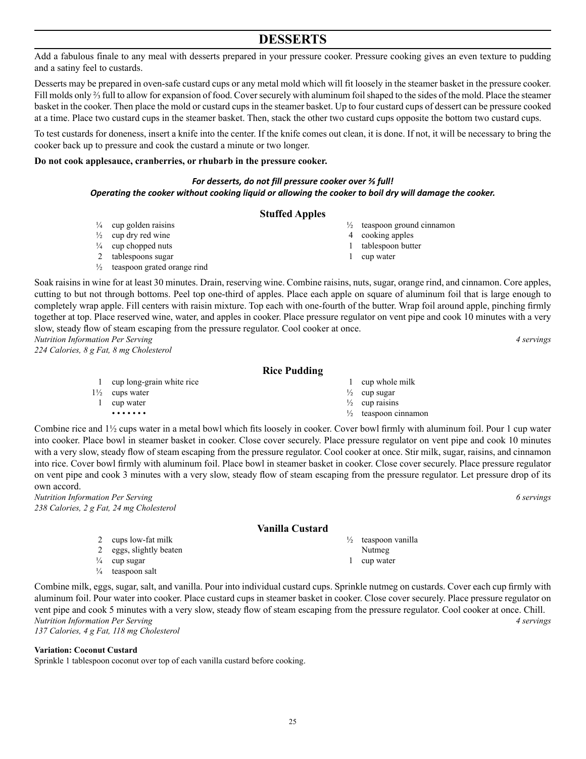# DESSERTS

Add a fabulous finale to any meal with desserts prepared in your pressure cooker. Pressure cooking gives an even texture to pudding and a satiny feel to custards.

Desserts may be prepared in oven-safe custard cups or any metal mold which will fit loosely in the steamer basket in the pressure cooker. Fill molds only ⅔ full to allow for expansion of food. Cover securely with aluminum foil shaped to the sides of the mold. Place the steamer basket in the cooker. Then place the mold or custard cups in the steamer basket. Up to four custard cups of dessert can be pressure cooked at a time. Place two custard cups in the steamer basket. Then, stack the other two custard cups opposite the bottom two custard cups.

To test custards for doneness, insert a knife into the center. If the knife comes out clean, it is done. If not, it will be necessary to bring the cooker back up to pressure and cook the custard a minute or two longer.

**Do not cook applesauce, cranberries, or rhubarb in the pressure cooker.**

***For desserts, do not fill pressure cooker over ⅔ full!***
***Operating the cooker without cooking liquid or allowing the cooker to boil dry will damage the cooker.***

## Stuffed Apples

- ¼ cup golden raisins
- ½ cup dry red wine
- ¼ cup chopped nuts
- 2 tablespoons sugar
- ½ teaspoon grated orange rind
- ½ teaspoon ground cinnamon
- 4 cooking apples
- 1 tablespoon butter
- 1 cup water

Soak raisins in wine for at least 30 minutes. Drain, reserving wine. Combine raisins, nuts, sugar, orange rind, and cinnamon. Core apples, cutting to but not through bottoms. Peel top one-third of apples. Place each apple on square of aluminum foil that is large enough to completely wrap apple. Fill centers with raisin mixture. Top each with one-fourth of the butter. Wrap foil around apple, pinching firmly together at top. Place reserved wine, water, and apples in cooker. Place pressure regulator on vent pipe and cook 10 minutes with a very slow, steady flow of steam escaping from the pressure regulator. Cool cooker at once.

*Nutrition Information Per Serving* — *4 servings*
*224 Calories, 8 g Fat, 8 mg Cholesterol*

## Rice Pudding

- 1 cup long-grain white rice
- 1½ cups water
- 1 cup water
- • • • • • •
- 1 cup whole milk
- ½ cup sugar
- ½ cup raisins
- ½ teaspoon cinnamon

Combine rice and 1½ cups water in a metal bowl which fits loosely in cooker. Cover bowl firmly with aluminum foil. Pour 1 cup water into cooker. Place bowl in steamer basket in cooker. Close cover securely. Place pressure regulator on vent pipe and cook 10 minutes with a very slow, steady flow of steam escaping from the pressure regulator. Cool cooker at once. Stir milk, sugar, raisins, and cinnamon into rice. Cover bowl firmly with aluminum foil. Place bowl in steamer basket in cooker. Close cover securely. Place pressure regulator on vent pipe and cook 3 minutes with a very slow, steady flow of steam escaping from the pressure regulator. Let pressure drop of its own accord.

*Nutrition Information Per Serving* — *6 servings*
*238 Calories, 2 g Fat, 24 mg Cholesterol*

## Vanilla Custard

- 2 cups low-fat milk
- 2 eggs, slightly beaten
- ¼ cup sugar
- ¼ teaspoon salt
- ½ teaspoon vanilla
- Nutmeg
- 1 cup water

Combine milk, eggs, sugar, salt, and vanilla. Pour into individual custard cups. Sprinkle nutmeg on custards. Cover each cup firmly with aluminum foil. Pour water into cooker. Place custard cups in steamer basket in cooker. Close cover securely. Place pressure regulator on vent pipe and cook 5 minutes with a very slow, steady flow of steam escaping from the pressure regulator. Cool cooker at once. Chill.

*Nutrition Information Per Serving* — *4 servings*
*137 Calories, 4 g Fat, 118 mg Cholesterol*

**Variation: Coconut Custard**
Sprinkle 1 tablespoon coconut over top of each vanilla custard before cooking.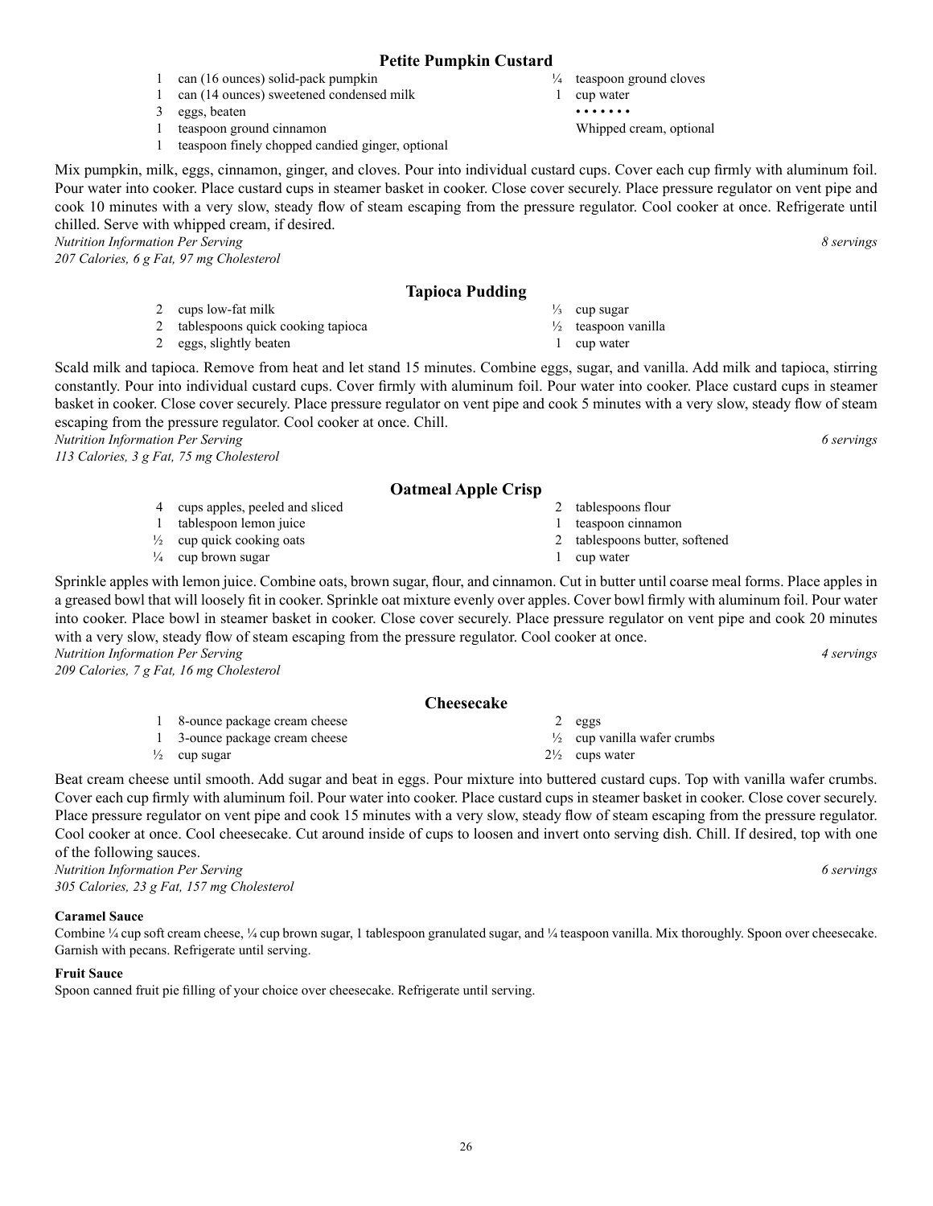## Petite Pumpkin Custard

- 1 can (16 ounces) solid-pack pumpkin
- 1 can (14 ounces) sweetened condensed milk
- 3 eggs, beaten
- 1 teaspoon ground cinnamon
- 1 teaspoon finely chopped candied ginger, optional
- ¼ teaspoon ground cloves
- 1 cup water

• • • • • • •

Whipped cream, optional

Mix pumpkin, milk, eggs, cinnamon, ginger, and cloves. Pour into individual custard cups. Cover each cup firmly with aluminum foil. Pour water into cooker. Place custard cups in steamer basket in cooker. Close cover securely. Place pressure regulator on vent pipe and cook 10 minutes with a very slow, steady flow of steam escaping from the pressure regulator. Cool cooker at once. Refrigerate until chilled. Serve with whipped cream, if desired.

*Nutrition Information Per Serving* — *8 servings*
*207 Calories, 6 g Fat, 97 mg Cholesterol*

## Tapioca Pudding

- 2 cups low-fat milk
- 2 tablespoons quick cooking tapioca
- 2 eggs, slightly beaten
- ⅓ cup sugar
- ½ teaspoon vanilla
- 1 cup water

Scald milk and tapioca. Remove from heat and let stand 15 minutes. Combine eggs, sugar, and vanilla. Add milk and tapioca, stirring constantly. Pour into individual custard cups. Cover firmly with aluminum foil. Pour water into cooker. Place custard cups in steamer basket in cooker. Close cover securely. Place pressure regulator on vent pipe and cook 5 minutes with a very slow, steady flow of steam escaping from the pressure regulator. Cool cooker at once. Chill.

*Nutrition Information Per Serving* — *6 servings*
*113 Calories, 3 g Fat, 75 mg Cholesterol*

## Oatmeal Apple Crisp

- 4 cups apples, peeled and sliced
- 1 tablespoon lemon juice
- ½ cup quick cooking oats
- ¼ cup brown sugar
- 2 tablespoons flour
- 1 teaspoon cinnamon
- 2 tablespoons butter, softened
- 1 cup water

Sprinkle apples with lemon juice. Combine oats, brown sugar, flour, and cinnamon. Cut in butter until coarse meal forms. Place apples in a greased bowl that will loosely fit in cooker. Sprinkle oat mixture evenly over apples. Cover bowl firmly with aluminum foil. Pour water into cooker. Place bowl in steamer basket in cooker. Close cover securely. Place pressure regulator on vent pipe and cook 20 minutes with a very slow, steady flow of steam escaping from the pressure regulator. Cool cooker at once.

*Nutrition Information Per Serving* — *4 servings*
*209 Calories, 7 g Fat, 16 mg Cholesterol*

## Cheesecake

- 1 8-ounce package cream cheese
- 1 3-ounce package cream cheese
- ½ cup sugar
- 2 eggs
- ½ cup vanilla wafer crumbs
- 2½ cups water

Beat cream cheese until smooth. Add sugar and beat in eggs. Pour mixture into buttered custard cups. Top with vanilla wafer crumbs. Cover each cup firmly with aluminum foil. Pour water into cooker. Place custard cups in steamer basket in cooker. Close cover securely. Place pressure regulator on vent pipe and cook 15 minutes with a very slow, steady flow of steam escaping from the pressure regulator. Cool cooker at once. Cool cheesecake. Cut around inside of cups to loosen and invert onto serving dish. Chill. If desired, top with one of the following sauces.

*Nutrition Information Per Serving* — *6 servings*
*305 Calories, 23 g Fat, 157 mg Cholesterol*

### Caramel Sauce

Combine ¼ cup soft cream cheese, ¼ cup brown sugar, 1 tablespoon granulated sugar, and ¼ teaspoon vanilla. Mix thoroughly. Spoon over cheesecake. Garnish with pecans. Refrigerate until serving.

### Fruit Sauce

Spoon canned fruit pie filling of your choice over cheesecake. Refrigerate until serving.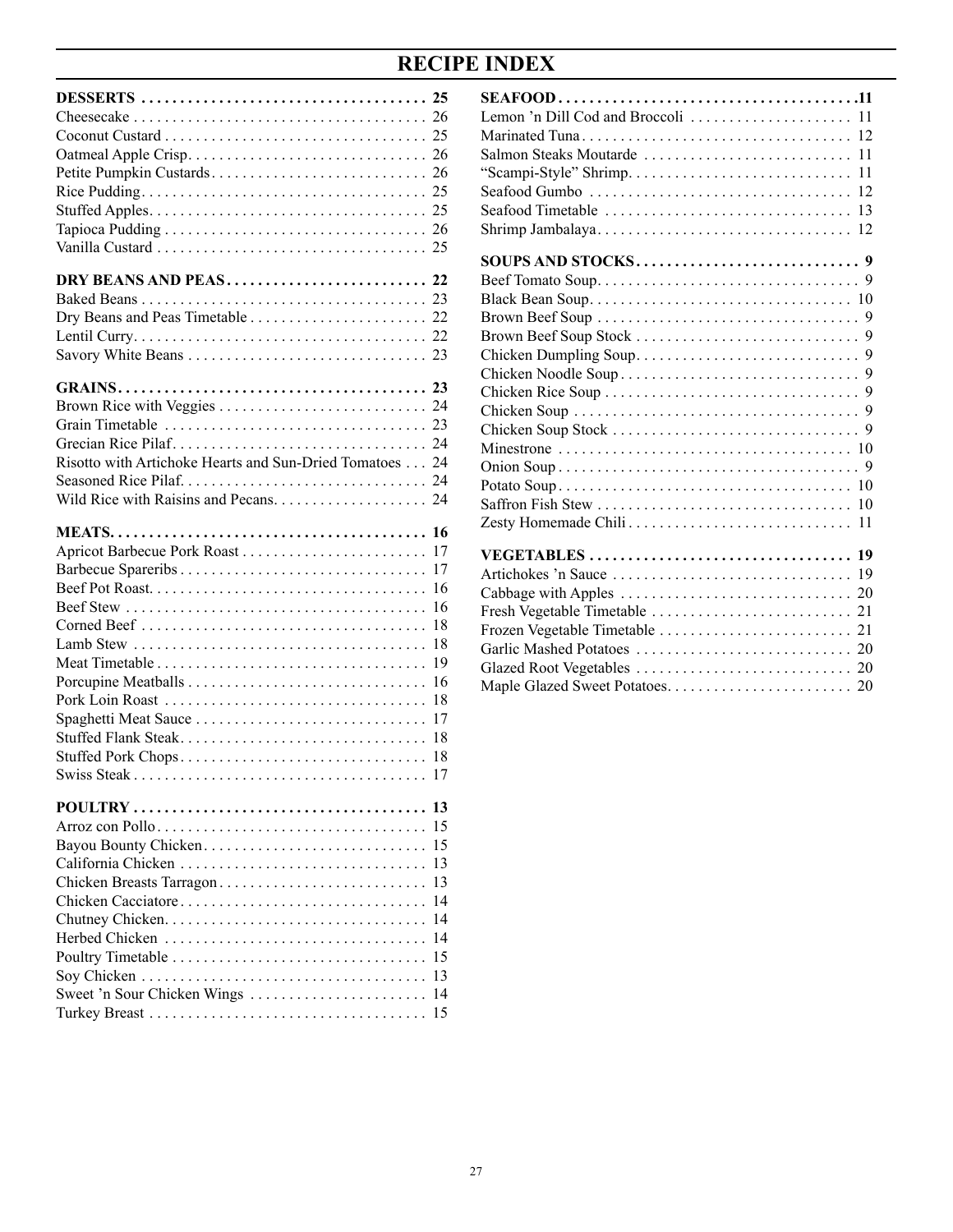# RECIPE INDEX

**DESSERTS . . . . . . . . . . . . . . . . . . . . . . . . . . . . . . . . . . . . . 25**
Cheesecake . . . . . . . . . . . . . . . . . . . . . . . . . . . . . . . . . . . . . . 26
Coconut Custard . . . . . . . . . . . . . . . . . . . . . . . . . . . . . . . . . . 25
Oatmeal Apple Crisp. . . . . . . . . . . . . . . . . . . . . . . . . . . . . . . 26
Petite Pumpkin Custards. . . . . . . . . . . . . . . . . . . . . . . . . . . . 26
Rice Pudding. . . . . . . . . . . . . . . . . . . . . . . . . . . . . . . . . . . . . 25
Stuffed Apples. . . . . . . . . . . . . . . . . . . . . . . . . . . . . . . . . . . . 25
Tapioca Pudding . . . . . . . . . . . . . . . . . . . . . . . . . . . . . . . . . . 26
Vanilla Custard . . . . . . . . . . . . . . . . . . . . . . . . . . . . . . . . . . . 25

**DRY BEANS AND PEAS . . . . . . . . . . . . . . . . . . . . . . . . . . 22**
Baked Beans . . . . . . . . . . . . . . . . . . . . . . . . . . . . . . . . . . . . . 23
Dry Beans and Peas Timetable . . . . . . . . . . . . . . . . . . . . . . . 22
Lentil Curry. . . . . . . . . . . . . . . . . . . . . . . . . . . . . . . . . . . . . . 22
Savory White Beans . . . . . . . . . . . . . . . . . . . . . . . . . . . . . . . 23

**GRAINS. . . . . . . . . . . . . . . . . . . . . . . . . . . . . . . . . . . . . . . . 23**
Brown Rice with Veggies . . . . . . . . . . . . . . . . . . . . . . . . . . . 24
Grain Timetable . . . . . . . . . . . . . . . . . . . . . . . . . . . . . . . . . . 23
Grecian Rice Pilaf. . . . . . . . . . . . . . . . . . . . . . . . . . . . . . . . . 24
Risotto with Artichoke Hearts and Sun-Dried Tomatoes . . . 24
Seasoned Rice Pilaf. . . . . . . . . . . . . . . . . . . . . . . . . . . . . . . . 24
Wild Rice with Raisins and Pecans. . . . . . . . . . . . . . . . . . . . 24

**MEATS. . . . . . . . . . . . . . . . . . . . . . . . . . . . . . . . . . . . . . . . . 16**
Apricot Barbecue Pork Roast . . . . . . . . . . . . . . . . . . . . . . . . 17
Barbecue Spareribs . . . . . . . . . . . . . . . . . . . . . . . . . . . . . . . . 17
Beef Pot Roast. . . . . . . . . . . . . . . . . . . . . . . . . . . . . . . . . . . . 16
Beef Stew . . . . . . . . . . . . . . . . . . . . . . . . . . . . . . . . . . . . . . . 16
Corned Beef . . . . . . . . . . . . . . . . . . . . . . . . . . . . . . . . . . . . . 18
Lamb Stew . . . . . . . . . . . . . . . . . . . . . . . . . . . . . . . . . . . . . . 18
Meat Timetable . . . . . . . . . . . . . . . . . . . . . . . . . . . . . . . . . . . 19
Porcupine Meatballs . . . . . . . . . . . . . . . . . . . . . . . . . . . . . . . 16
Pork Loin Roast . . . . . . . . . . . . . . . . . . . . . . . . . . . . . . . . . . 18
Spaghetti Meat Sauce . . . . . . . . . . . . . . . . . . . . . . . . . . . . . . 17
Stuffed Flank Steak. . . . . . . . . . . . . . . . . . . . . . . . . . . . . . . . 18
Stuffed Pork Chops. . . . . . . . . . . . . . . . . . . . . . . . . . . . . . . . 18
Swiss Steak . . . . . . . . . . . . . . . . . . . . . . . . . . . . . . . . . . . . . . 17

**POULTRY . . . . . . . . . . . . . . . . . . . . . . . . . . . . . . . . . . . . . . 13**
Arroz con Pollo. . . . . . . . . . . . . . . . . . . . . . . . . . . . . . . . . . . 15
Bayou Bounty Chicken. . . . . . . . . . . . . . . . . . . . . . . . . . . . . 15
California Chicken . . . . . . . . . . . . . . . . . . . . . . . . . . . . . . . . 13
Chicken Breasts Tarragon. . . . . . . . . . . . . . . . . . . . . . . . . . . 13
Chicken Cacciatore . . . . . . . . . . . . . . . . . . . . . . . . . . . . . . . . 14
Chutney Chicken. . . . . . . . . . . . . . . . . . . . . . . . . . . . . . . . . . 14
Herbed Chicken . . . . . . . . . . . . . . . . . . . . . . . . . . . . . . . . . . 14
Poultry Timetable . . . . . . . . . . . . . . . . . . . . . . . . . . . . . . . . . 15
Soy Chicken . . . . . . . . . . . . . . . . . . . . . . . . . . . . . . . . . . . . . 13
Sweet 'n Sour Chicken Wings . . . . . . . . . . . . . . . . . . . . . . . 14
Turkey Breast . . . . . . . . . . . . . . . . . . . . . . . . . . . . . . . . . . . . 15

**SEAFOOD . . . . . . . . . . . . . . . . . . . . . . . . . . . . . . . . . . . . . . .11**
Lemon 'n Dill Cod and Broccoli . . . . . . . . . . . . . . . . . . . . . 11
Marinated Tuna . . . . . . . . . . . . . . . . . . . . . . . . . . . . . . . . . . . 12
Salmon Steaks Moutarde . . . . . . . . . . . . . . . . . . . . . . . . . . . 11
"Scampi-Style" Shrimp. . . . . . . . . . . . . . . . . . . . . . . . . . . . . 11
Seafood Gumbo . . . . . . . . . . . . . . . . . . . . . . . . . . . . . . . . . . 12
Seafood Timetable . . . . . . . . . . . . . . . . . . . . . . . . . . . . . . . . 13
Shrimp Jambalaya. . . . . . . . . . . . . . . . . . . . . . . . . . . . . . . . . 12

**SOUPS AND STOCKS . . . . . . . . . . . . . . . . . . . . . . . . . . . . . 9**
Beef Tomato Soup. . . . . . . . . . . . . . . . . . . . . . . . . . . . . . . . . . 9
Black Bean Soup. . . . . . . . . . . . . . . . . . . . . . . . . . . . . . . . . . 10
Brown Beef Soup . . . . . . . . . . . . . . . . . . . . . . . . . . . . . . . . . . 9
Brown Beef Soup Stock . . . . . . . . . . . . . . . . . . . . . . . . . . . . . 9
Chicken Dumpling Soup. . . . . . . . . . . . . . . . . . . . . . . . . . . . . 9
Chicken Noodle Soup . . . . . . . . . . . . . . . . . . . . . . . . . . . . . . . 9
Chicken Rice Soup . . . . . . . . . . . . . . . . . . . . . . . . . . . . . . . . . 9
Chicken Soup . . . . . . . . . . . . . . . . . . . . . . . . . . . . . . . . . . . . . 9
Chicken Soup Stock . . . . . . . . . . . . . . . . . . . . . . . . . . . . . . . . 9
Minestrone . . . . . . . . . . . . . . . . . . . . . . . . . . . . . . . . . . . . . . 10
Onion Soup . . . . . . . . . . . . . . . . . . . . . . . . . . . . . . . . . . . . . . . 9
Potato Soup . . . . . . . . . . . . . . . . . . . . . . . . . . . . . . . . . . . . . . 10
Saffron Fish Stew . . . . . . . . . . . . . . . . . . . . . . . . . . . . . . . . . 10
Zesty Homemade Chili . . . . . . . . . . . . . . . . . . . . . . . . . . . . . 11

**VEGETABLES . . . . . . . . . . . . . . . . . . . . . . . . . . . . . . . . . . 19**
Artichokes 'n Sauce . . . . . . . . . . . . . . . . . . . . . . . . . . . . . . . 19
Cabbage with Apples . . . . . . . . . . . . . . . . . . . . . . . . . . . . . . 20
Fresh Vegetable Timetable . . . . . . . . . . . . . . . . . . . . . . . . . . 21
Frozen Vegetable Timetable . . . . . . . . . . . . . . . . . . . . . . . . . 21
Garlic Mashed Potatoes . . . . . . . . . . . . . . . . . . . . . . . . . . . . 20
Glazed Root Vegetables . . . . . . . . . . . . . . . . . . . . . . . . . . . . 20
Maple Glazed Sweet Potatoes. . . . . . . . . . . . . . . . . . . . . . . . 20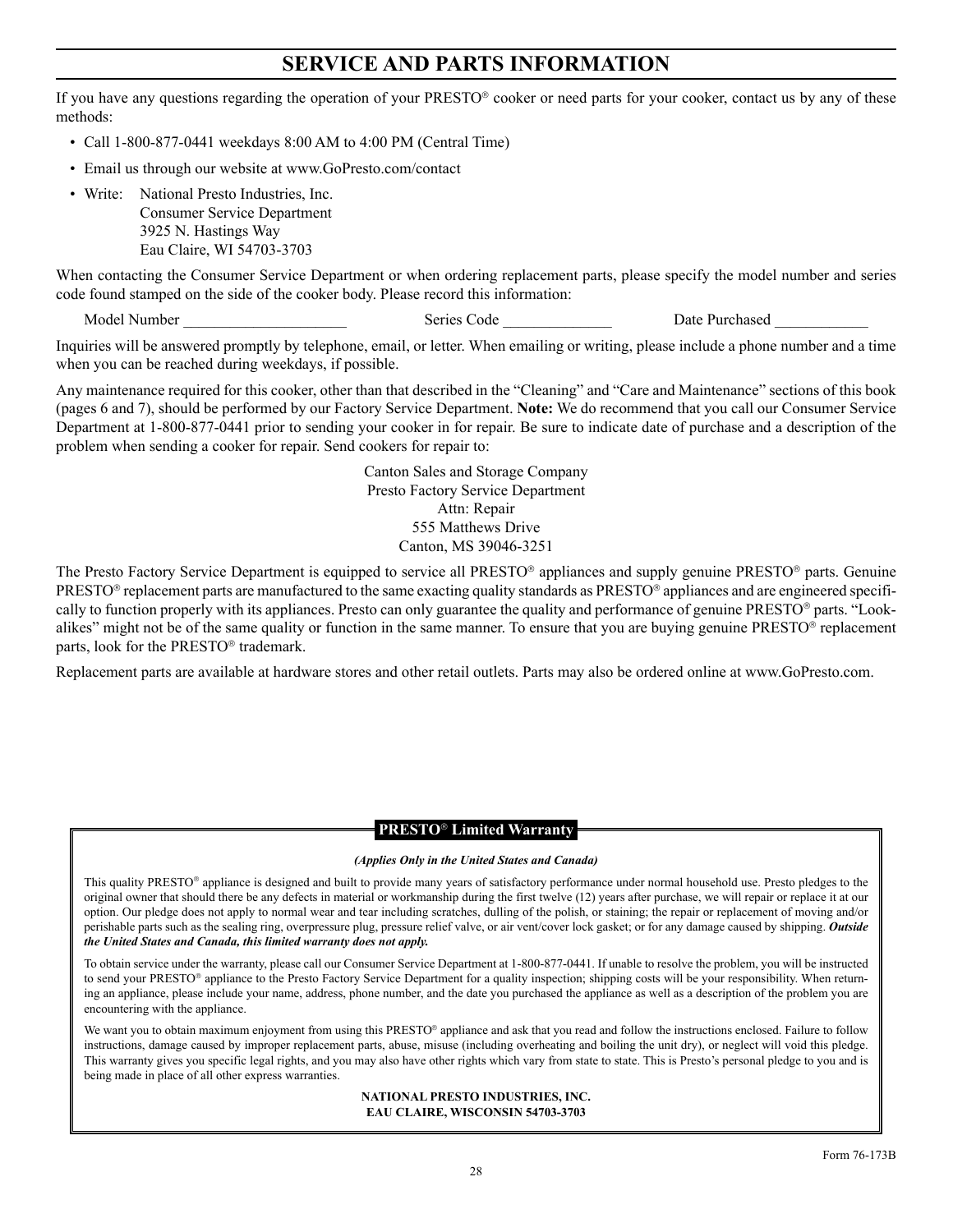# SERVICE AND PARTS INFORMATION

If you have any questions regarding the operation of your PRESTO® cooker or need parts for your cooker, contact us by any of these methods:

- Call 1-800-877-0441 weekdays 8:00 AM to 4:00 PM (Central Time)
- Email us through our website at www.GoPresto.com/contact
- Write: National Presto Industries, Inc.
  Consumer Service Department
  3925 N. Hastings Way
  Eau Claire, WI 54703-3703

When contacting the Consumer Service Department or when ordering replacement parts, please specify the model number and series code found stamped on the side of the cooker body. Please record this information:

Model Number ____________________ Series Code _____________ Date Purchased ___________

Inquiries will be answered promptly by telephone, email, or letter. When emailing or writing, please include a phone number and a time when you can be reached during weekdays, if possible.

Any maintenance required for this cooker, other than that described in the "Cleaning" and "Care and Maintenance" sections of this book (pages 6 and 7), should be performed by our Factory Service Department. **Note:** We do recommend that you call our Consumer Service Department at 1-800-877-0441 prior to sending your cooker in for repair. Be sure to indicate date of purchase and a description of the problem when sending a cooker for repair. Send cookers for repair to:

Canton Sales and Storage Company
Presto Factory Service Department
Attn: Repair
555 Matthews Drive
Canton, MS 39046-3251

The Presto Factory Service Department is equipped to service all PRESTO® appliances and supply genuine PRESTO® parts. Genuine PRESTO® replacement parts are manufactured to the same exacting quality standards as PRESTO® appliances and are engineered specifically to function properly with its appliances. Presto can only guarantee the quality and performance of genuine PRESTO® parts. "Look-alikes" might not be of the same quality or function in the same manner. To ensure that you are buying genuine PRESTO® replacement parts, look for the PRESTO® trademark.

Replacement parts are available at hardware stores and other retail outlets. Parts may also be ordered online at www.GoPresto.com.

## PRESTO® Limited Warranty

***(Applies Only in the United States and Canada)***

This quality PRESTO® appliance is designed and built to provide many years of satisfactory performance under normal household use. Presto pledges to the original owner that should there be any defects in material or workmanship during the first twelve (12) years after purchase, we will repair or replace it at our option. Our pledge does not apply to normal wear and tear including scratches, dulling of the polish, or staining; the repair or replacement of moving and/or perishable parts such as the sealing ring, overpressure plug, pressure relief valve, or air vent/cover lock gasket; or for any damage caused by shipping. ***Outside the United States and Canada, this limited warranty does not apply.***

To obtain service under the warranty, please call our Consumer Service Department at 1-800-877-0441. If unable to resolve the problem, you will be instructed to send your PRESTO® appliance to the Presto Factory Service Department for a quality inspection; shipping costs will be your responsibility. When returning an appliance, please include your name, address, phone number, and the date you purchased the appliance as well as a description of the problem you are encountering with the appliance.

We want you to obtain maximum enjoyment from using this PRESTO® appliance and ask that you read and follow the instructions enclosed. Failure to follow instructions, damage caused by improper replacement parts, abuse, misuse (including overheating and boiling the unit dry), or neglect will void this pledge. This warranty gives you specific legal rights, and you may also have other rights which vary from state to state. This is Presto's personal pledge to you and is being made in place of all other express warranties.

**NATIONAL PRESTO INDUSTRIES, INC.**
**EAU CLAIRE, WISCONSIN 54703-3703**

Form 76-173B